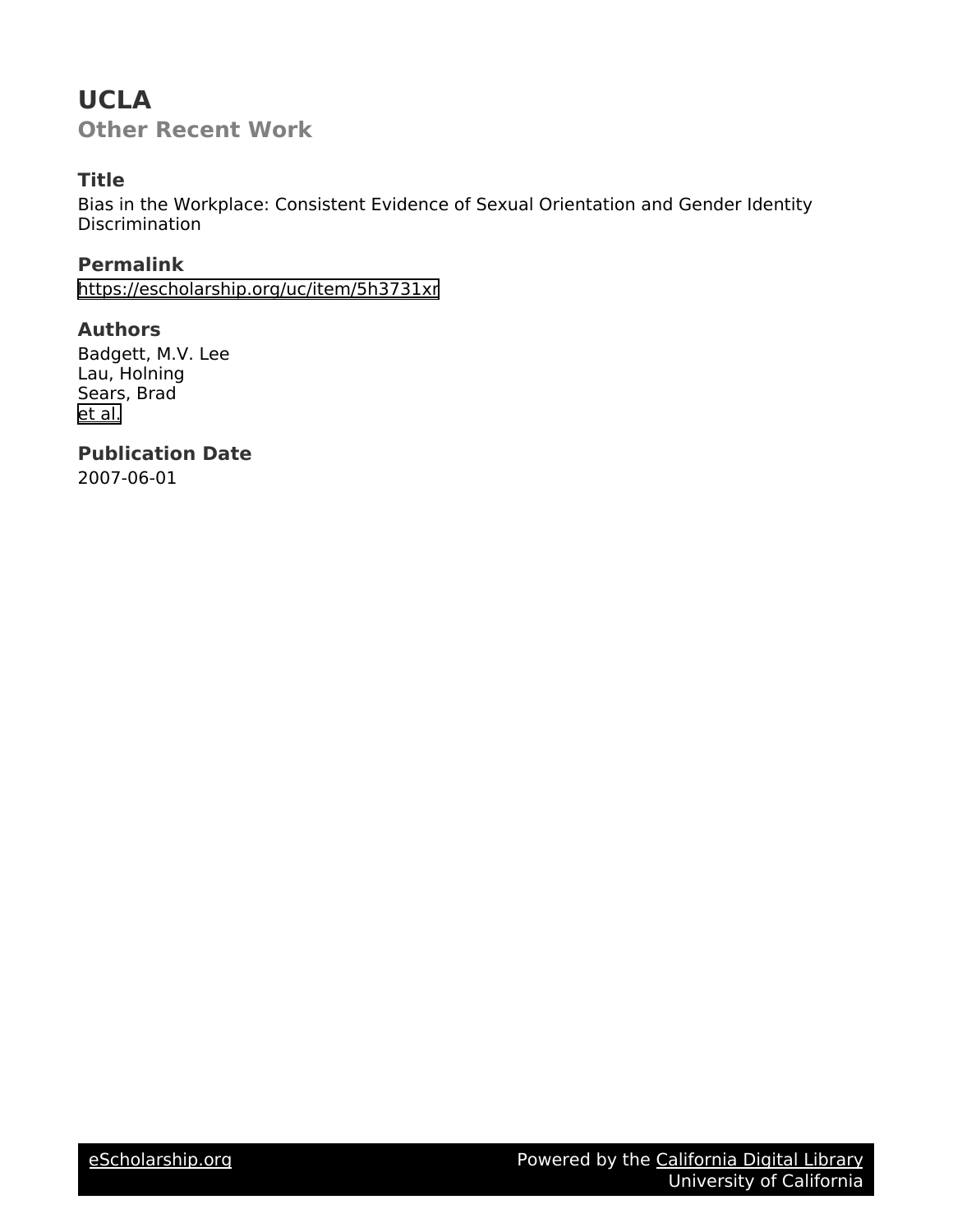# UCLA

## Other Recent Work

### Title

Bias in the Workplace: Consistent Evidence of Sexual Orientation and Gender Identity Discrimination

### Permalink

https://escholarship.org/uc/item/5h3731xr

### Authors

Badgett, M.V. Lee
Lau, Holning
Sears, Brad
et al.

### Publication Date

2007-06-01

eScholarship.org Powered by the California Digital Library
University of California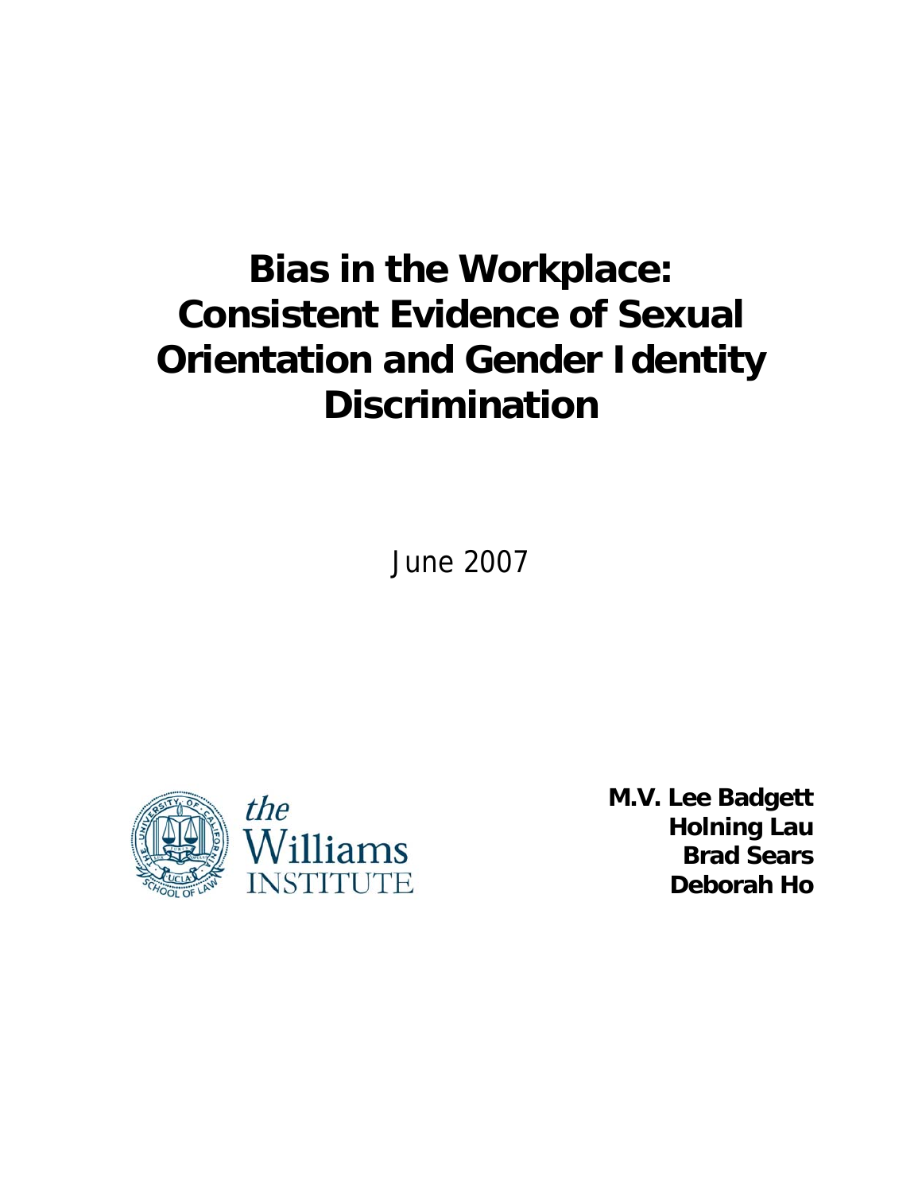# Bias in the Workplace: Consistent Evidence of Sexual Orientation and Gender Identity Discrimination

June 2007

**M.V. Lee Badgett**
**Holning Lau**
**Brad Sears**
**Deborah Ho**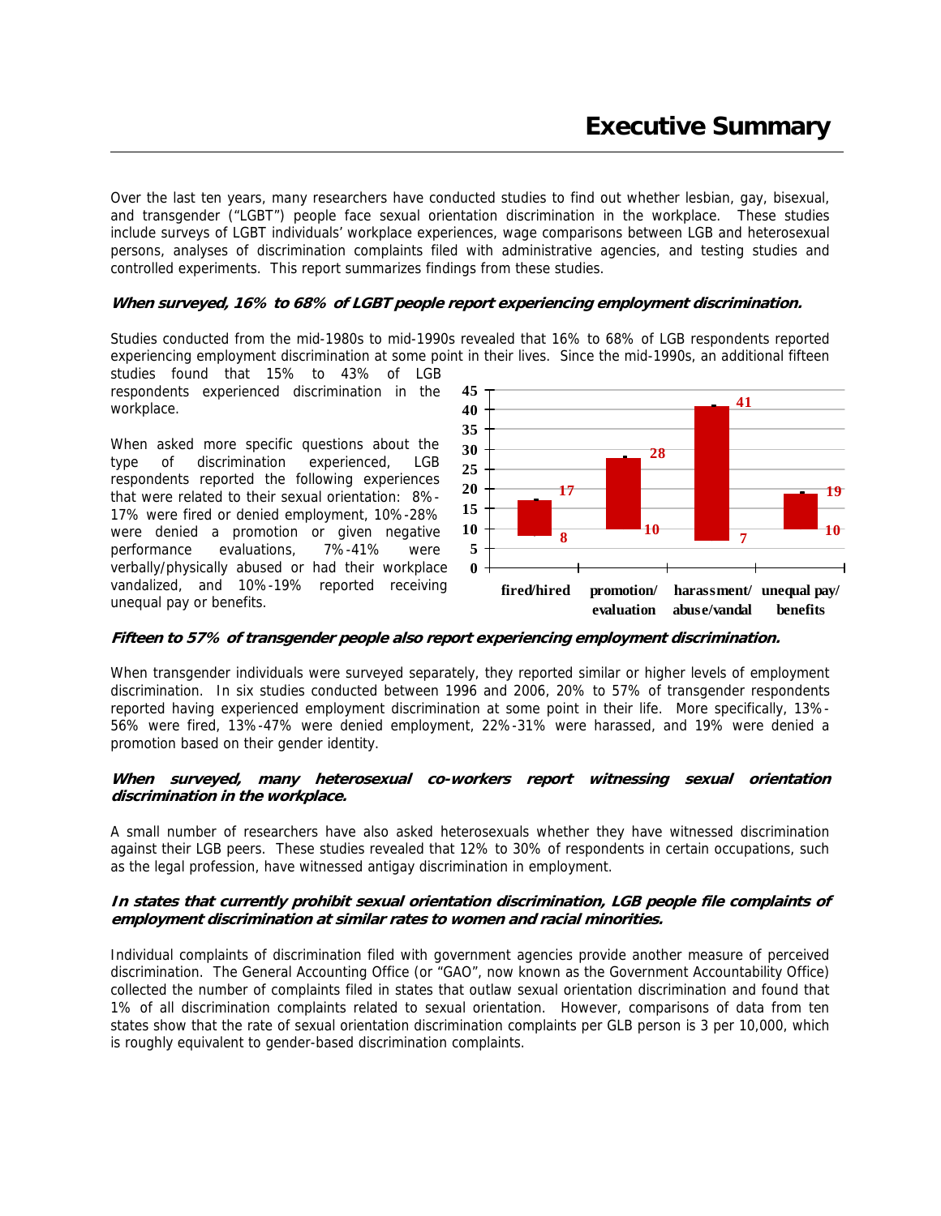# Executive Summary

Over the last ten years, many researchers have conducted studies to find out whether lesbian, gay, bisexual, and transgender ("LGBT") people face sexual orientation discrimination in the workplace. These studies include surveys of LGBT individuals' workplace experiences, wage comparisons between LGB and heterosexual persons, analyses of discrimination complaints filed with administrative agencies, and testing studies and controlled experiments. This report summarizes findings from these studies.

***When surveyed, 16% to 68% of LGBT people report experiencing employment discrimination.***

Studies conducted from the mid-1980s to mid-1990s revealed that 16% to 68% of LGB respondents reported experiencing employment discrimination at some point in their lives. Since the mid-1990s, an additional fifteen studies found that 15% to 43% of LGB respondents experienced discrimination in the workplace.

When asked more specific questions about the type of discrimination experienced, LGB respondents reported the following experiences that were related to their sexual orientation: 8%-17% were fired or denied employment, 10%-28% were denied a promotion or given negative performance evaluations, 7%-41% were verbally/physically abused or had their workplace vandalized, and 10%-19% reported receiving unequal pay or benefits.

| | fired/hired | promotion/evaluation | harassment/abuse/vandal | unequal pay/benefits |
|---|---|---|---|---|
| Low | 8 | 10 | 7 | 10 |
| High | 17 | 28 | 41 | 19 |

***Fifteen to 57% of transgender people also report experiencing employment discrimination.***

When transgender individuals were surveyed separately, they reported similar or higher levels of employment discrimination. In six studies conducted between 1996 and 2006, 20% to 57% of transgender respondents reported having experienced employment discrimination at some point in their life. More specifically, 13%-56% were fired, 13%-47% were denied employment, 22%-31% were harassed, and 19% were denied a promotion based on their gender identity.

***When surveyed, many heterosexual co-workers report witnessing sexual orientation discrimination in the workplace.***

A small number of researchers have also asked heterosexuals whether they have witnessed discrimination against their LGB peers. These studies revealed that 12% to 30% of respondents in certain occupations, such as the legal profession, have witnessed antigay discrimination in employment.

***In states that currently prohibit sexual orientation discrimination, LGB people file complaints of employment discrimination at similar rates to women and racial minorities.***

Individual complaints of discrimination filed with government agencies provide another measure of perceived discrimination. The General Accounting Office (or "GAO", now known as the Government Accountability Office) collected the number of complaints filed in states that outlaw sexual orientation discrimination and found that 1% of all discrimination complaints related to sexual orientation. However, comparisons of data from ten states show that the rate of sexual orientation discrimination complaints per GLB person is 3 per 10,000, which is roughly equivalent to gender-based discrimination complaints.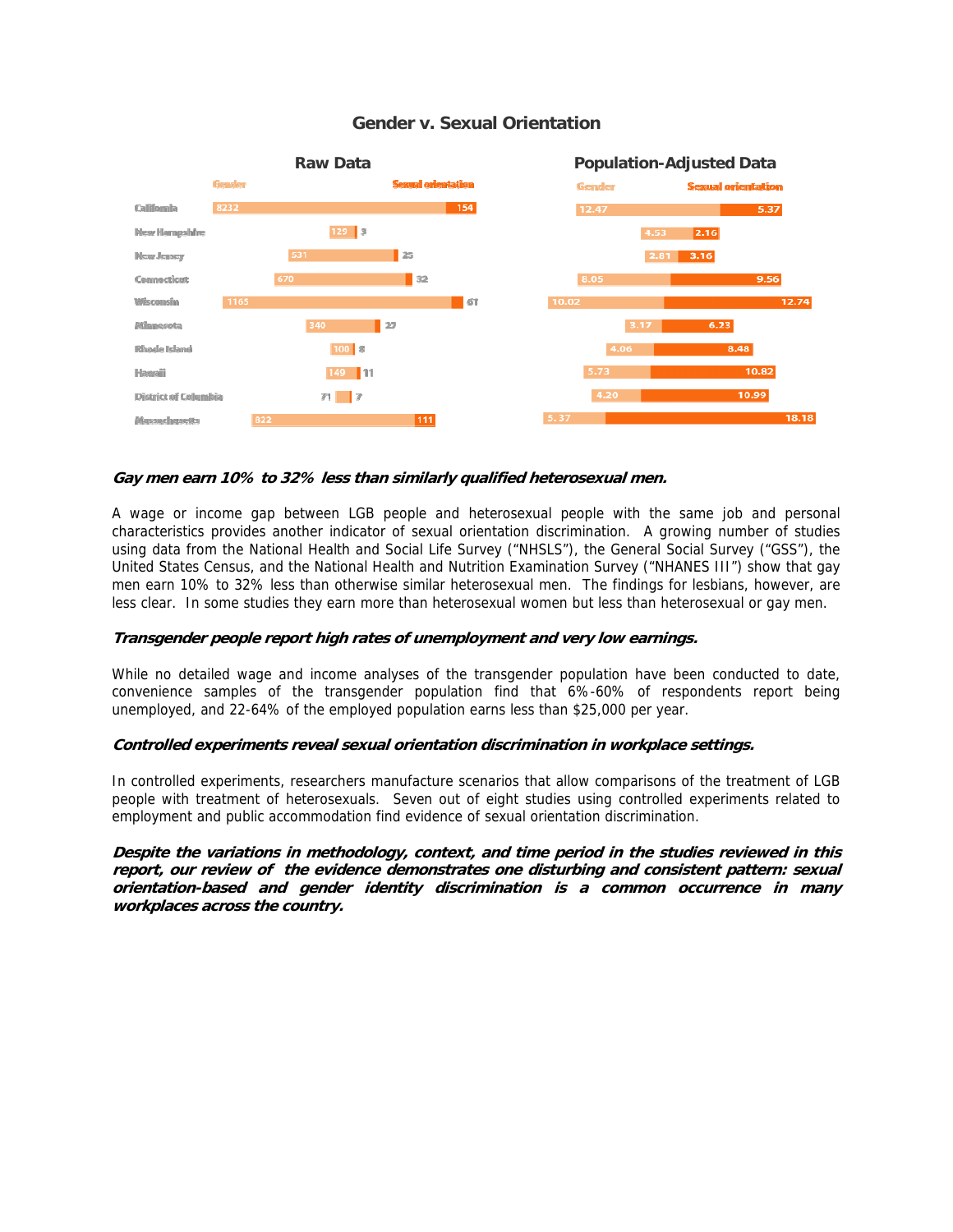## Gender v. Sexual Orientation

### Raw Data

| State | Gender | Sexual orientation |
|---|---|---|
| California | 8232 | 154 |
| New Hampshire | 125 | 3 |
| New Jersey | 531 | 25 |
| Connecticut | 670 | 32 |
| Wisconsin | 1165 | 61 |
| Minnesota | 340 | 27 |
| Rhode Island | 100 | 8 |
| Hawaii | 149 | 11 |
| District of Columbia | 71 | 7 |
| Massachusetts | 822 | 111 |

### Population-Adjusted Data

| State | Gender | Sexual orientation |
|---|---|---|
| California | 12.47 | 5.37 |
| New Hampshire | 4.53 | 2.16 |
| New Jersey | 2.81 | 3.16 |
| Connecticut | 8.05 | 9.56 |
| Wisconsin | 10.02 | 12.74 |
| Minnesota | 3.17 | 6.23 |
| Rhode Island | 4.06 | 8.48 |
| Hawaii | 5.73 | 10.82 |
| District of Columbia | 4.20 | 10.99 |
| Massachusetts | 5.37 | 18.18 |

***Gay men earn 10% to 32% less than similarly qualified heterosexual men.***

A wage or income gap between LGB people and heterosexual people with the same job and personal characteristics provides another indicator of sexual orientation discrimination. A growing number of studies using data from the National Health and Social Life Survey ("NHSLS"), the General Social Survey ("GSS"), the United States Census, and the National Health and Nutrition Examination Survey ("NHANES III") show that gay men earn 10% to 32% less than otherwise similar heterosexual men. The findings for lesbians, however, are less clear. In some studies they earn more than heterosexual women but less than heterosexual or gay men.

***Transgender people report high rates of unemployment and very low earnings.***

While no detailed wage and income analyses of the transgender population have been conducted to date, convenience samples of the transgender population find that 6%-60% of respondents report being unemployed, and 22-64% of the employed population earns less than $25,000 per year.

***Controlled experiments reveal sexual orientation discrimination in workplace settings.***

In controlled experiments, researchers manufacture scenarios that allow comparisons of the treatment of LGB people with treatment of heterosexuals. Seven out of eight studies using controlled experiments related to employment and public accommodation find evidence of sexual orientation discrimination.

***Despite the variations in methodology, context, and time period in the studies reviewed in this report, our review of the evidence demonstrates one disturbing and consistent pattern: sexual orientation-based and gender identity discrimination is a common occurrence in many workplaces across the country.***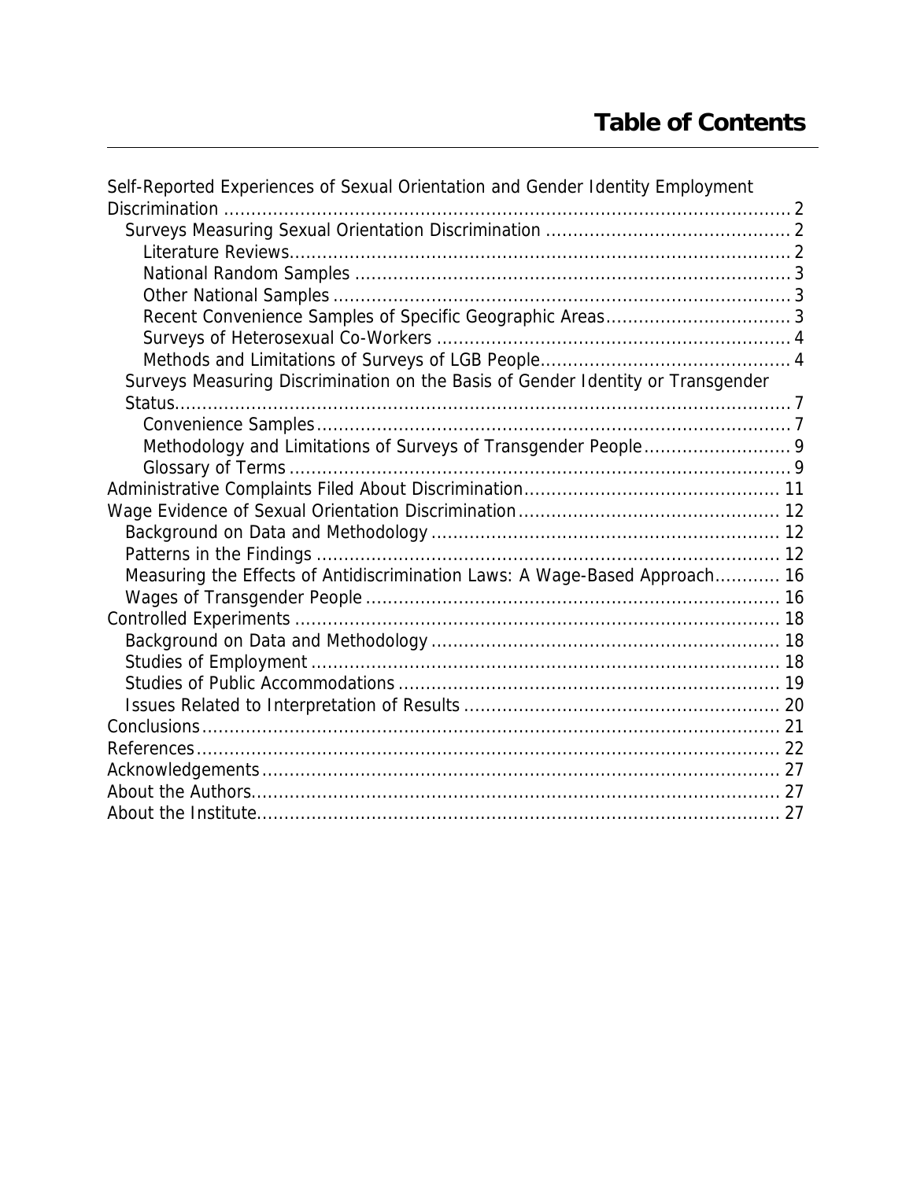# Table of Contents

- Self-Reported Experiences of Sexual Orientation and Gender Identity Employment Discrimination ........ 2
  - Surveys Measuring Sexual Orientation Discrimination ........ 2
    - Literature Reviews ........ 2
    - National Random Samples ........ 3
    - Other National Samples ........ 3
    - Recent Convenience Samples of Specific Geographic Areas ........ 3
    - Surveys of Heterosexual Co-Workers ........ 4
    - Methods and Limitations of Surveys of LGB People ........ 4
  - Surveys Measuring Discrimination on the Basis of Gender Identity or Transgender Status ........ 7
    - Convenience Samples ........ 7
    - Methodology and Limitations of Surveys of Transgender People ........ 9
    - Glossary of Terms ........ 9
- Administrative Complaints Filed About Discrimination ........ 11
- Wage Evidence of Sexual Orientation Discrimination ........ 12
  - Background on Data and Methodology ........ 12
  - Patterns in the Findings ........ 12
  - Measuring the Effects of Antidiscrimination Laws: A Wage-Based Approach ........ 16
  - Wages of Transgender People ........ 16
- Controlled Experiments ........ 18
  - Background on Data and Methodology ........ 18
  - Studies of Employment ........ 18
  - Studies of Public Accommodations ........ 19
  - Issues Related to Interpretation of Results ........ 20
- Conclusions ........ 21
- References ........ 22
- Acknowledgements ........ 27
- About the Authors ........ 27
- About the Institute ........ 27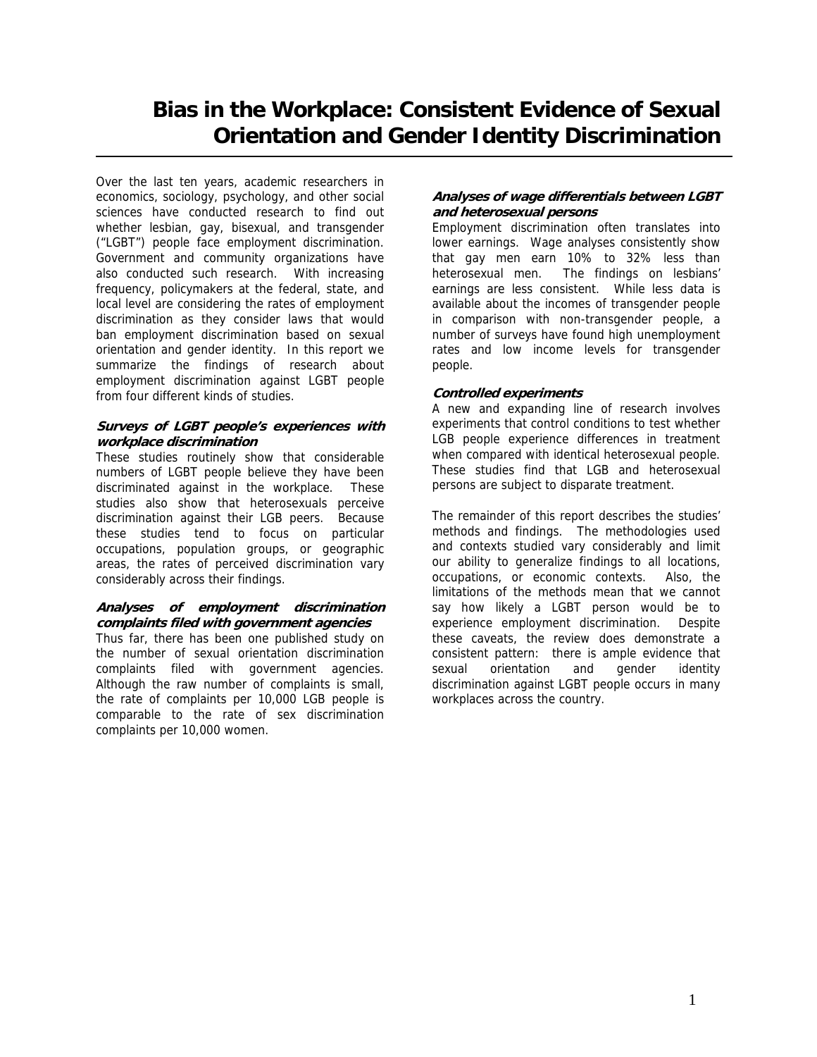# Bias in the Workplace: Consistent Evidence of Sexual Orientation and Gender Identity Discrimination

Over the last ten years, academic researchers in economics, sociology, psychology, and other social sciences have conducted research to find out whether lesbian, gay, bisexual, and transgender ("LGBT") people face employment discrimination. Government and community organizations have also conducted such research. With increasing frequency, policymakers at the federal, state, and local level are considering the rates of employment discrimination as they consider laws that would ban employment discrimination based on sexual orientation and gender identity. In this report we summarize the findings of research about employment discrimination against LGBT people from four different kinds of studies.

***Surveys of LGBT people's experiences with workplace discrimination***

These studies routinely show that considerable numbers of LGBT people believe they have been discriminated against in the workplace. These studies also show that heterosexuals perceive discrimination against their LGB peers. Because these studies tend to focus on particular occupations, population groups, or geographic areas, the rates of perceived discrimination vary considerably across their findings.

***Analyses of employment discrimination complaints filed with government agencies***

Thus far, there has been one published study on the number of sexual orientation discrimination complaints filed with government agencies. Although the raw number of complaints is small, the rate of complaints per 10,000 LGB people is comparable to the rate of sex discrimination complaints per 10,000 women.

***Analyses of wage differentials between LGBT and heterosexual persons***

Employment discrimination often translates into lower earnings. Wage analyses consistently show that gay men earn 10% to 32% less than heterosexual men. The findings on lesbians' earnings are less consistent. While less data is available about the incomes of transgender people in comparison with non-transgender people, a number of surveys have found high unemployment rates and low income levels for transgender people.

***Controlled experiments***

A new and expanding line of research involves experiments that control conditions to test whether LGB people experience differences in treatment when compared with identical heterosexual people. These studies find that LGB and heterosexual persons are subject to disparate treatment.

The remainder of this report describes the studies' methods and findings. The methodologies used and contexts studied vary considerably and limit our ability to generalize findings to all locations, occupations, or economic contexts. Also, the limitations of the methods mean that we cannot say how likely a LGBT person would be to experience employment discrimination. Despite these caveats, the review does demonstrate a consistent pattern: there is ample evidence that sexual orientation and gender identity discrimination against LGBT people occurs in many workplaces across the country.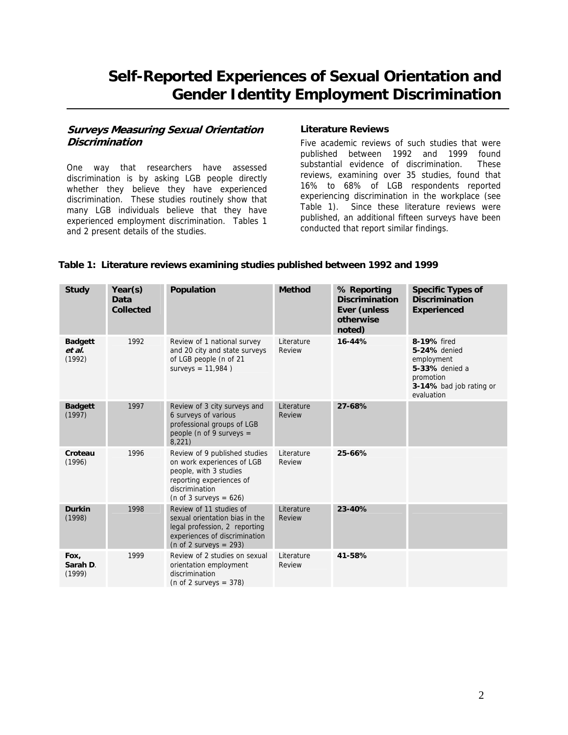# Self-Reported Experiences of Sexual Orientation and Gender Identity Employment Discrimination

### *Surveys Measuring Sexual Orientation Discrimination*

One way that researchers have assessed discrimination is by asking LGB people directly whether they believe they have experienced discrimination. These studies routinely show that many LGB individuals believe that they have experienced employment discrimination. Tables 1 and 2 present details of the studies.

#### Literature Reviews

Five academic reviews of such studies that were published between 1992 and 1999 found substantial evidence of discrimination. These reviews, examining over 35 studies, found that 16% to 68% of LGB respondents reported experiencing discrimination in the workplace (see Table 1). Since these literature reviews were published, an additional fifteen surveys have been conducted that report similar findings.

**Table 1: Literature reviews examining studies published between 1992 and 1999**

| Study | Year(s) Data Collected | Population | Method | % Reporting Discrimination Ever (unless otherwise noted) | Specific Types of Discrimination Experienced |
|---|---|---|---|---|---|
| **Badgett *et al.*** (1992) | 1992 | Review of 1 national survey and 20 city and state surveys of LGB people (n of 21 surveys = 11,984 ) | Literature Review | **16-44%** | **8-19%** fired<br>**5-24%** denied employment<br>**5-33%** denied a promotion<br>**3-14%** bad job rating or evaluation |
| **Badgett** (1997) | 1997 | Review of 3 city surveys and 6 surveys of various professional groups of LGB people (n of 9 surveys = 8,221) | Literature Review | **27-68%** | |
| **Croteau** (1996) | 1996 | Review of 9 published studies on work experiences of LGB people, with 3 studies reporting experiences of discrimination (n of 3 surveys = 626) | Literature Review | **25-66%** | |
| **Durkin** (1998) | 1998 | Review of 11 studies of sexual orientation bias in the legal profession, 2 reporting experiences of discrimination (n of 2 surveys = 293) | Literature Review | **23-40%** | |
| **Fox, Sarah D**. (1999) | 1999 | Review of 2 studies on sexual orientation employment discrimination (n of 2 surveys = 378) | Literature Review | **41-58%** | |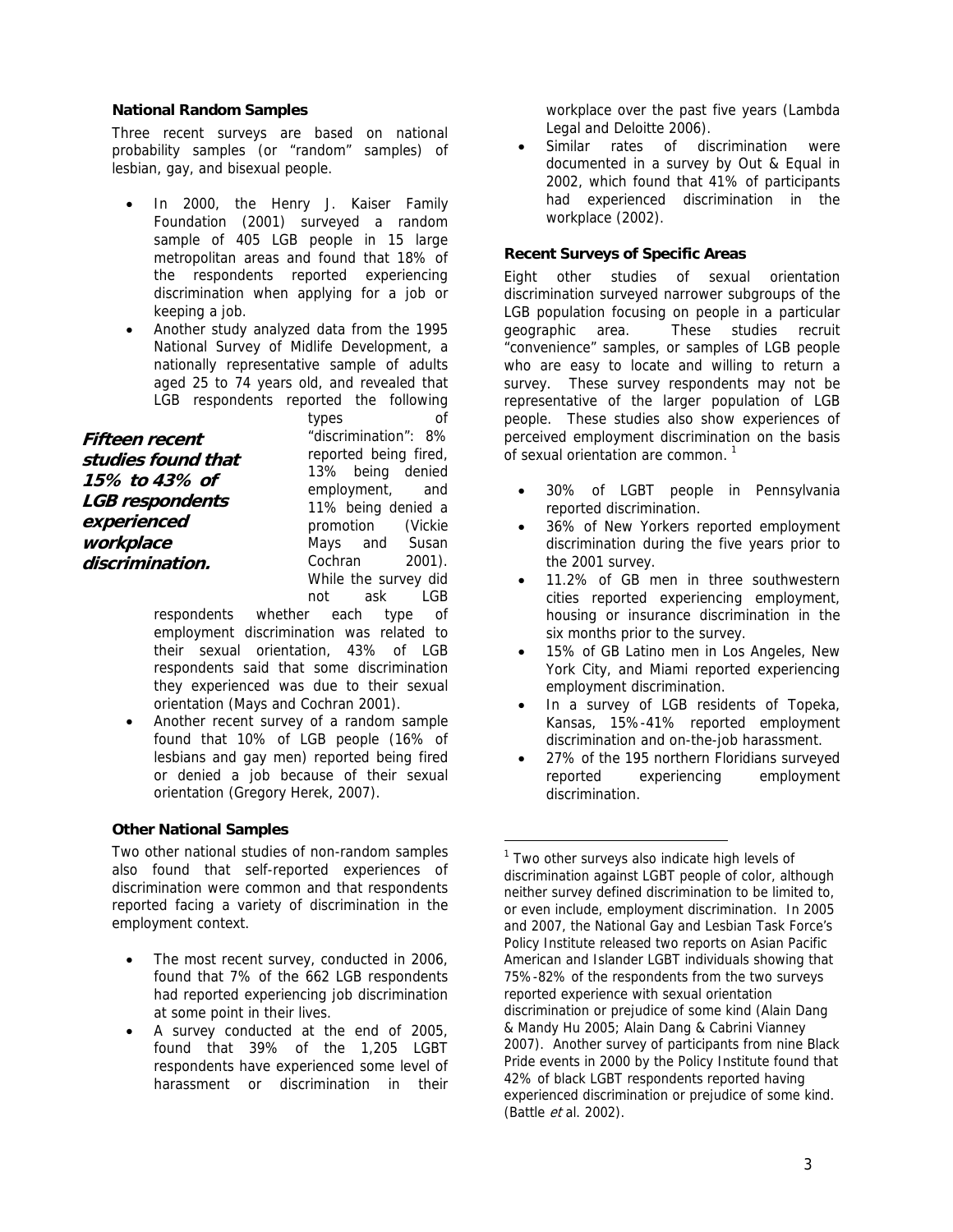### National Random Samples

Three recent surveys are based on national probability samples (or "random" samples) of lesbian, gay, and bisexual people.

- In 2000, the Henry J. Kaiser Family Foundation (2001) surveyed a random sample of 405 LGB people in 15 large metropolitan areas and found that 18% of the respondents reported experiencing discrimination when applying for a job or keeping a job.
- Another study analyzed data from the 1995 National Survey of Midlife Development, a nationally representative sample of adults aged 25 to 74 years old, and revealed that LGB respondents reported the following types of "discrimination": 8% reported being fired, 13% being denied employment, and 11% being denied a promotion (Vickie Mays and Susan Cochran 2001). While the survey did not ask LGB respondents whether each type of employment discrimination was related to their sexual orientation, 43% of LGB respondents said that some discrimination they experienced was due to their sexual orientation (Mays and Cochran 2001).
- Another recent survey of a random sample found that 10% of LGB people (16% of lesbians and gay men) reported being fired or denied a job because of their sexual orientation (Gregory Herek, 2007).

***Fifteen recent studies found that 15% to 43% of LGB respondents experienced workplace discrimination.***

### Other National Samples

Two other national studies of non-random samples also found that self-reported experiences of discrimination were common and that respondents reported facing a variety of discrimination in the employment context.

- The most recent survey, conducted in 2006, found that 7% of the 662 LGB respondents had reported experiencing job discrimination at some point in their lives.
- A survey conducted at the end of 2005, found that 39% of the 1,205 LGBT respondents have experienced some level of harassment or discrimination in their workplace over the past five years (Lambda Legal and Deloitte 2006).
- Similar rates of discrimination were documented in a survey by Out & Equal in 2002, which found that 41% of participants had experienced discrimination in the workplace (2002).

### Recent Surveys of Specific Areas

Eight other studies of sexual orientation discrimination surveyed narrower subgroups of the LGB population focusing on people in a particular geographic area. These studies recruit "convenience" samples, or samples of LGB people who are easy to locate and willing to return a survey. These survey respondents may not be representative of the larger population of LGB people. These studies also show experiences of perceived employment discrimination on the basis of sexual orientation are common. [1]

- 30% of LGBT people in Pennsylvania reported discrimination.
- 36% of New Yorkers reported employment discrimination during the five years prior to the 2001 survey.
- 11.2% of GB men in three southwestern cities reported experiencing employment, housing or insurance discrimination in the six months prior to the survey.
- 15% of GB Latino men in Los Angeles, New York City, and Miami reported experiencing employment discrimination.
- In a survey of LGB residents of Topeka, Kansas, 15%-41% reported employment discrimination and on-the-job harassment.
- 27% of the 195 northern Floridians surveyed reported experiencing employment discrimination.

---

[1] Two other surveys also indicate high levels of discrimination against LGBT people of color, although neither survey defined discrimination to be limited to, or even include, employment discrimination. In 2005 and 2007, the National Gay and Lesbian Task Force's Policy Institute released two reports on Asian Pacific American and Islander LGBT individuals showing that 75%-82% of the respondents from the two surveys reported experience with sexual orientation discrimination or prejudice of some kind (Alain Dang & Mandy Hu 2005; Alain Dang & Cabrini Vianney 2007). Another survey of participants from nine Black Pride events in 2000 by the Policy Institute found that 42% of black LGBT respondents reported having experienced discrimination or prejudice of some kind. (Battle *et* al. 2002).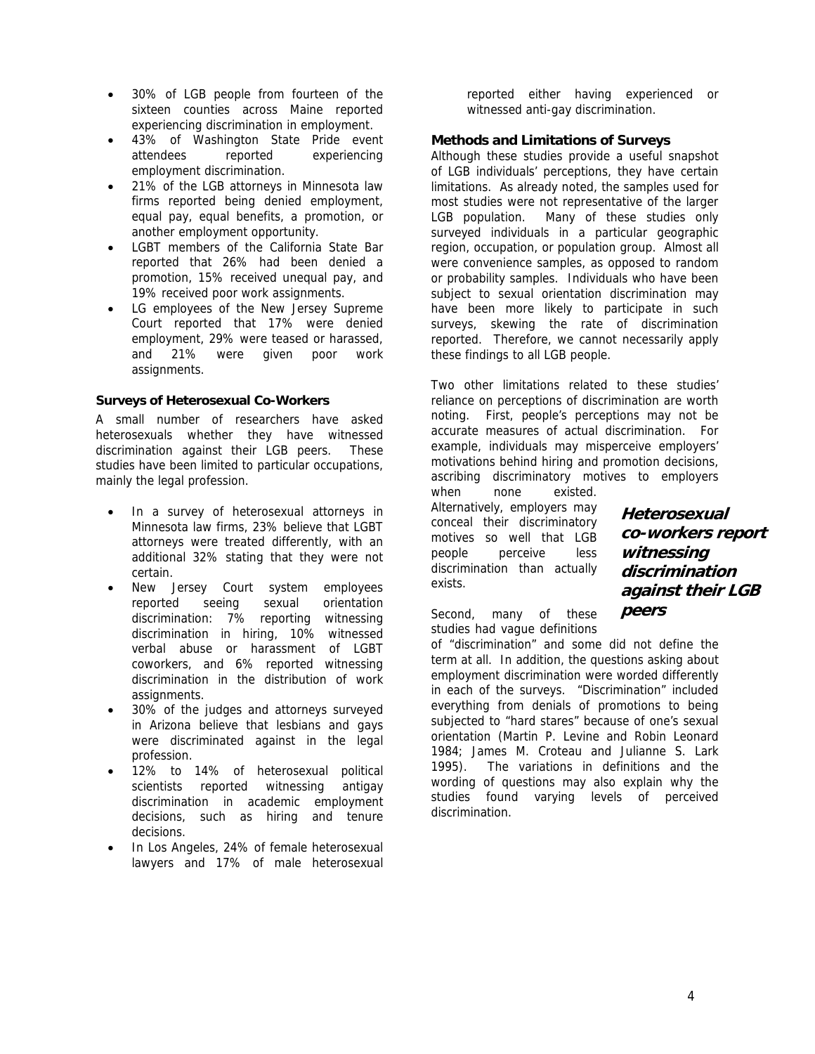- 30% of LGB people from fourteen of the sixteen counties across Maine reported experiencing discrimination in employment.
- 43% of Washington State Pride event attendees reported experiencing employment discrimination.
- 21% of the LGB attorneys in Minnesota law firms reported being denied employment, equal pay, equal benefits, a promotion, or another employment opportunity.
- LGBT members of the California State Bar reported that 26% had been denied a promotion, 15% received unequal pay, and 19% received poor work assignments.
- LG employees of the New Jersey Supreme Court reported that 17% were denied employment, 29% were teased or harassed, and 21% were given poor work assignments.

**Surveys of Heterosexual Co-Workers**

A small number of researchers have asked heterosexuals whether they have witnessed discrimination against their LGB peers. These studies have been limited to particular occupations, mainly the legal profession.

- In a survey of heterosexual attorneys in Minnesota law firms, 23% believe that LGBT attorneys were treated differently, with an additional 32% stating that they were not certain.
- New Jersey Court system employees reported seeing sexual orientation discrimination: 7% reporting witnessing discrimination in hiring, 10% witnessed verbal abuse or harassment of LGBT coworkers, and 6% reported witnessing discrimination in the distribution of work assignments.
- 30% of the judges and attorneys surveyed in Arizona believe that lesbians and gays were discriminated against in the legal profession.
- 12% to 14% of heterosexual political scientists reported witnessing antigay discrimination in academic employment decisions, such as hiring and tenure decisions.
- In Los Angeles, 24% of female heterosexual lawyers and 17% of male heterosexual reported either having experienced or witnessed anti-gay discrimination.

**Methods and Limitations of Surveys**

Although these studies provide a useful snapshot of LGB individuals' perceptions, they have certain limitations. As already noted, the samples used for most studies were not representative of the larger LGB population. Many of these studies only surveyed individuals in a particular geographic region, occupation, or population group. Almost all were convenience samples, as opposed to random or probability samples. Individuals who have been subject to sexual orientation discrimination may have been more likely to participate in such surveys, skewing the rate of discrimination reported. Therefore, we cannot necessarily apply these findings to all LGB people.

Two other limitations related to these studies' reliance on perceptions of discrimination are worth noting. First, people's perceptions may not be accurate measures of actual discrimination. For example, individuals may misperceive employers' motivations behind hiring and promotion decisions, ascribing discriminatory motives to employers when none existed. Alternatively, employers may conceal their discriminatory motives so well that LGB people perceive less discrimination than actually exists.

***Heterosexual co-workers report witnessing discrimination against their LGB peers***

Second, many of these studies had vague definitions of "discrimination" and some did not define the term at all. In addition, the questions asking about employment discrimination were worded differently in each of the surveys. "Discrimination" included everything from denials of promotions to being subjected to "hard stares" because of one's sexual orientation (Martin P. Levine and Robin Leonard 1984; James M. Croteau and Julianne S. Lark 1995). The variations in definitions and the wording of questions may also explain why the studies found varying levels of perceived discrimination.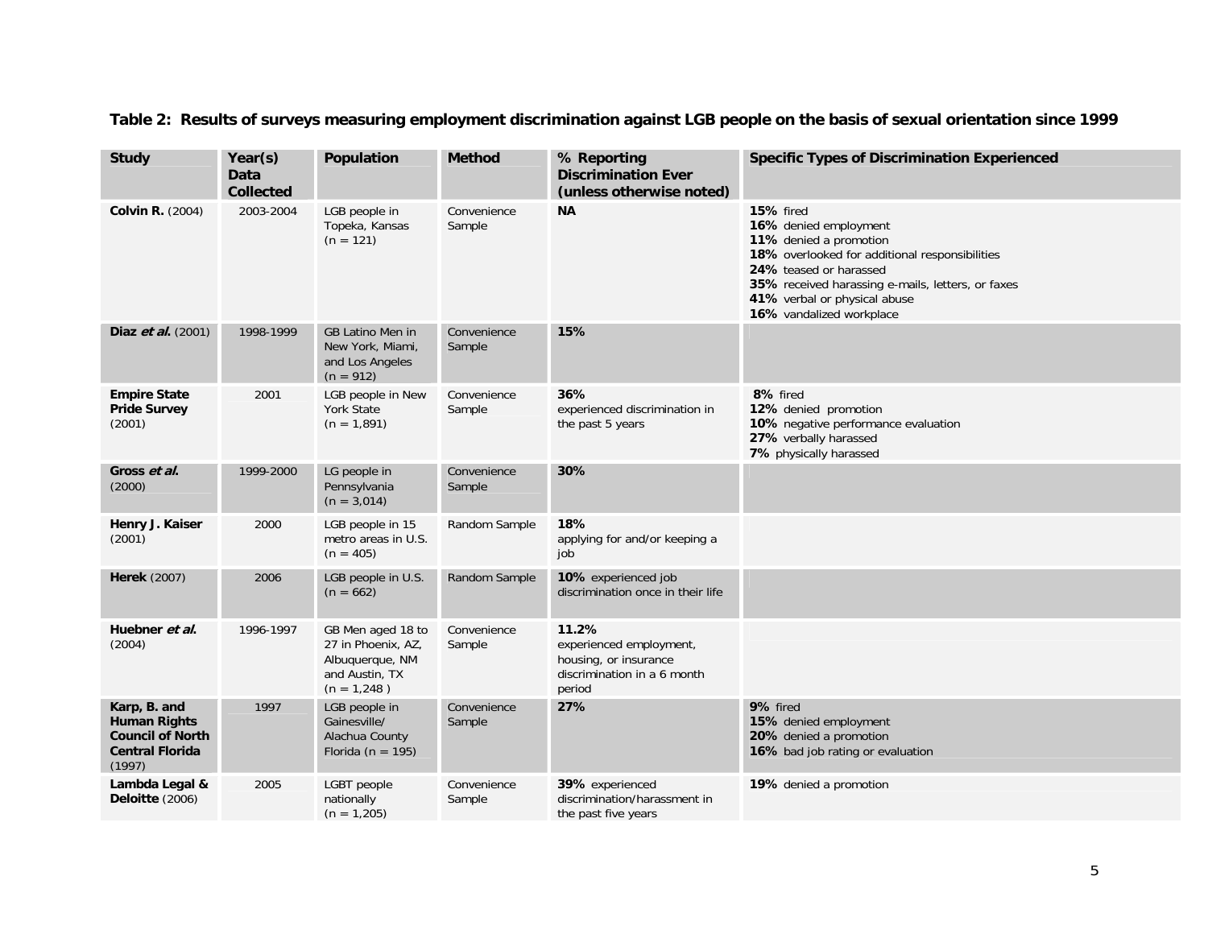**Table 2: Results of surveys measuring employment discrimination against LGB people on the basis of sexual orientation since 1999**

| Study | Year(s) Data Collected | Population | Method | % Reporting Discrimination Ever (unless otherwise noted) | Specific Types of Discrimination Experienced |
|---|---|---|---|---|---|
| **Colvin R.** (2004) | 2003-2004 | LGB people in Topeka, Kansas (n = 121) | Convenience Sample | **NA** | **15%** fired<br>**16%** denied employment<br>**11%** denied a promotion<br>**18%** overlooked for additional responsibilities<br>**24%** teased or harassed<br>**35%** received harassing e-mails, letters, or faxes<br>**41%** verbal or physical abuse<br>**16%** vandalized workplace |
| **Diaz *et al.*** (2001) | 1998-1999 | GB Latino Men in New York, Miami, and Los Angeles (n = 912) | Convenience Sample | **15%** | |
| **Empire State Pride Survey** (2001) | 2001 | LGB people in New York State (n = 1,891) | Convenience Sample | **36%** experienced discrimination in the past 5 years | **8%** fired<br>**12%** denied promotion<br>**10%** negative performance evaluation<br>**27%** verbally harassed<br>**7%** physically harassed |
| **Gross *et al.*** (2000) | 1999-2000 | LG people in Pennsylvania (n = 3,014) | Convenience Sample | **30%** | |
| **Henry J. Kaiser** (2001) | 2000 | LGB people in 15 metro areas in U.S. (n = 405) | Random Sample | **18%** applying for and/or keeping a job | |
| **Herek** (2007) | 2006 | LGB people in U.S. (n = 662) | Random Sample | **10%** experienced job discrimination once in their life | |
| **Huebner *et al.*** (2004) | 1996-1997 | GB Men aged 18 to 27 in Phoenix, AZ, Albuquerque, NM and Austin, TX (n = 1,248 ) | Convenience Sample | **11.2%** experienced employment, housing, or insurance discrimination in a 6 month period | |
| **Karp, B. and Human Rights Council of North Central Florida** (1997) | 1997 | LGB people in Gainesville/ Alachua County Florida (n = 195) | Convenience Sample | **27%** | **9%** fired<br>**15%** denied employment<br>**20%** denied a promotion<br>**16%** bad job rating or evaluation |
| **Lambda Legal & Deloitte** (2006) | 2005 | LGBT people nationally (n = 1,205) | Convenience Sample | **39%** experienced discrimination/harassment in the past five years | **19%** denied a promotion |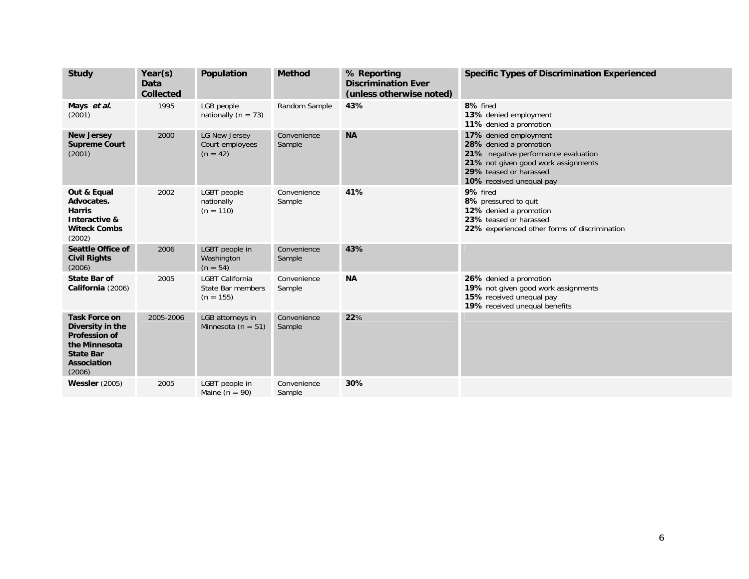| Study | Year(s) Data Collected | Population | Method | % Reporting Discrimination Ever (unless otherwise noted) | Specific Types of Discrimination Experienced |
|---|---|---|---|---|---|
| **Mays *et al.*** (2001) | 1995 | LGB people nationally (n = 73) | Random Sample | **43%** | **8%** fired<br>**13%** denied employment<br>**11%** denied a promotion |
| **New Jersey Supreme Court** (2001) | 2000 | LG New Jersey Court employees (n = 42) | Convenience Sample | **NA** | **17%** denied employment<br>**28%** denied a promotion<br>**21%** negative performance evaluation<br>**21%** not given good work assignments<br>**29%** teased or harassed<br>**10%** received unequal pay |
| **Out & Equal Advocates. Harris Interactive & Witeck Combs** (2002) | 2002 | LGBT people nationally (n = 110) | Convenience Sample | **41%** | **9%** fired<br>**8%** pressured to quit<br>**12%** denied a promotion<br>**23%** teased or harassed<br>**22%** experienced other forms of discrimination |
| **Seattle Office of Civil Rights** (2006) | 2006 | LGBT people in Washington (n = 54) | Convenience Sample | **43%** | |
| **State Bar of California** (2006) | 2005 | LGBT California State Bar members (n = 155) | Convenience Sample | **NA** | **26%** denied a promotion<br>**19%** not given good work assignments<br>**15%** received unequal pay<br>**19%** received unequal benefits |
| **Task Force on Diversity in the Profession of the Minnesota State Bar Association** (2006) | 2005-2006 | LGB attorneys in Minnesota (n = 51) | Convenience Sample | **22**% | |
| **Wessler** (2005) | 2005 | LGBT people in Maine (n = 90) | Convenience Sample | **30%** | |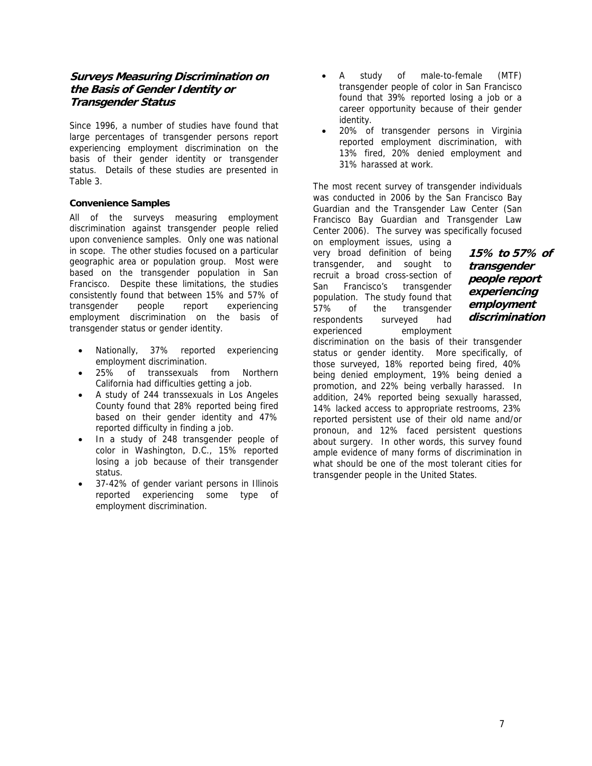## *Surveys Measuring Discrimination on the Basis of Gender Identity or Transgender Status*

Since 1996, a number of studies have found that large percentages of transgender persons report experiencing employment discrimination on the basis of their gender identity or transgender status. Details of these studies are presented in Table 3.

### Convenience Samples

All of the surveys measuring employment discrimination against transgender people relied upon convenience samples. Only one was national in scope. The other studies focused on a particular geographic area or population group. Most were based on the transgender population in San Francisco. Despite these limitations, the studies consistently found that between 15% and 57% of transgender people report experiencing employment discrimination on the basis of transgender status or gender identity.

- Nationally, 37% reported experiencing employment discrimination.
- 25% of transsexuals from Northern California had difficulties getting a job.
- A study of 244 transsexuals in Los Angeles County found that 28% reported being fired based on their gender identity and 47% reported difficulty in finding a job.
- In a study of 248 transgender people of color in Washington, D.C., 15% reported losing a job because of their transgender status.
- 37-42% of gender variant persons in Illinois reported experiencing some type of employment discrimination.
- A study of male-to-female (MTF) transgender people of color in San Francisco found that 39% reported losing a job or a career opportunity because of their gender identity.
- 20% of transgender persons in Virginia reported employment discrimination, with 13% fired, 20% denied employment and 31% harassed at work.

The most recent survey of transgender individuals was conducted in 2006 by the San Francisco Bay Guardian and the Transgender Law Center (San Francisco Bay Guardian and Transgender Law Center 2006). The survey was specifically focused on employment issues, using a very broad definition of being transgender, and sought to recruit a broad cross-section of San Francisco's transgender population. The study found that 57% of the transgender respondents surveyed had experienced employment discrimination on the basis of their transgender status or gender identity. More specifically, of those surveyed, 18% reported being fired, 40% being denied employment, 19% being denied a promotion, and 22% being verbally harassed. In addition, 24% reported being sexually harassed, 14% lacked access to appropriate restrooms, 23% reported persistent use of their old name and/or pronoun, and 12% faced persistent questions about surgery. In other words, this survey found ample evidence of many forms of discrimination in what should be one of the most tolerant cities for transgender people in the United States.

***15% to 57% of transgender people report experiencing employment discrimination***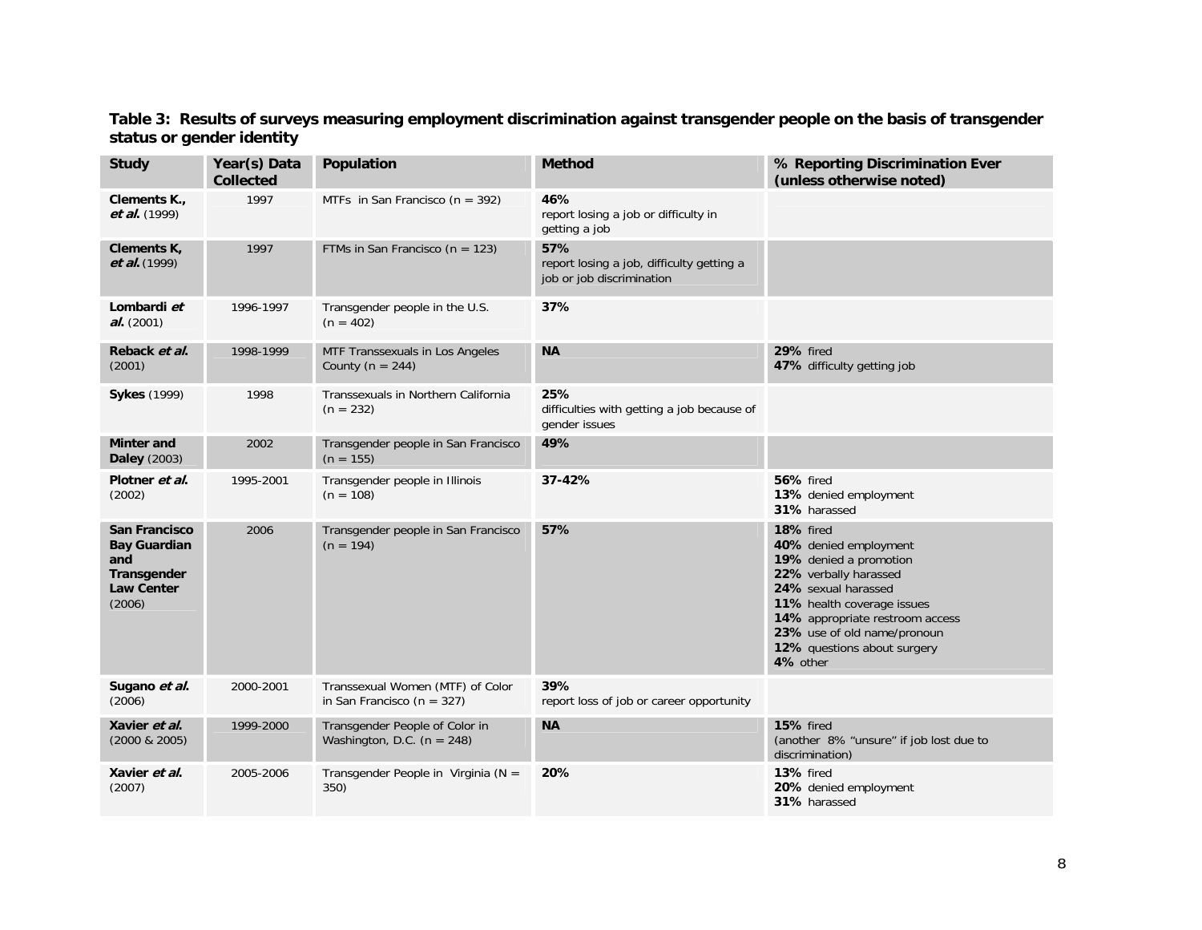**Table 3: Results of surveys measuring employment discrimination against transgender people on the basis of transgender status or gender identity**

| Study | Year(s) Data Collected | Population | Method | % Reporting Discrimination Ever (unless otherwise noted) |
|---|---|---|---|---|
| **Clements K., *et al.*** (1999) | 1997 | MTFs in San Francisco (n = 392) | **46%** report losing a job or difficulty in getting a job | |
| **Clements K, *et al.*** (1999) | 1997 | FTMs in San Francisco (n = 123) | **57%** report losing a job, difficulty getting a job or job discrimination | |
| **Lombardi *et al.*** (2001) | 1996-1997 | Transgender people in the U.S. (n = 402) | **37%** | |
| **Reback *et al.*** (2001) | 1998-1999 | MTF Transsexuals in Los Angeles County (n = 244) | **NA** | **29%** fired<br>**47%** difficulty getting job |
| **Sykes** (1999) | 1998 | Transsexuals in Northern California (n = 232) | **25%** difficulties with getting a job because of gender issues | |
| **Minter and Daley** (2003) | 2002 | Transgender people in San Francisco (n = 155) | **49%** | |
| **Plotner *et al.*** (2002) | 1995-2001 | Transgender people in Illinois (n = 108) | **37-42%** | **56%** fired<br>**13%** denied employment<br>**31%** harassed |
| **San Francisco Bay Guardian and Transgender Law Center** (2006) | 2006 | Transgender people in San Francisco (n = 194) | **57%** | **18%** fired<br>**40%** denied employment<br>**19%** denied a promotion<br>**22%** verbally harassed<br>**24%** sexual harassed<br>**11%** health coverage issues<br>**14%** appropriate restroom access<br>**23%** use of old name/pronoun<br>**12%** questions about surgery<br>**4%** other |
| **Sugano *et al.*** (2006) | 2000-2001 | Transsexual Women (MTF) of Color in San Francisco (n = 327) | **39%** report loss of job or career opportunity | |
| **Xavier *et al.*** (2000 & 2005) | 1999-2000 | Transgender People of Color in Washington, D.C. (n = 248) | **NA** | **15%** fired<br>(another 8% "unsure" if job lost due to discrimination) |
| **Xavier *et al.*** (2007) | 2005-2006 | Transgender People in Virginia (N = 350) | **20%** | **13%** fired<br>**20%** denied employment<br>**31%** harassed |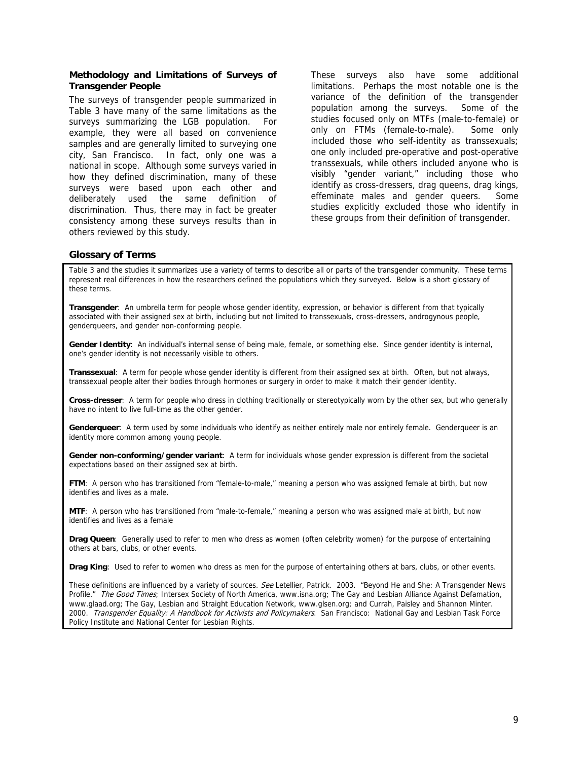### Methodology and Limitations of Surveys of Transgender People

The surveys of transgender people summarized in Table 3 have many of the same limitations as the surveys summarizing the LGB population. For example, they were all based on convenience samples and are generally limited to surveying one city, San Francisco. In fact, only one was a national in scope. Although some surveys varied in how they defined discrimination, many of these surveys were based upon each other and deliberately used the same definition of discrimination. Thus, there may in fact be greater consistency among these surveys results than in others reviewed by this study.

These surveys also have some additional limitations. Perhaps the most notable one is the variance of the definition of the transgender population among the surveys. Some of the studies focused only on MTFs (male-to-female) or only on FTMs (female-to-male). Some only included those who self-identity as transsexuals; one only included pre-operative and post-operative transsexuals, while others included anyone who is visibly "gender variant," including those who identify as cross-dressers, drag queens, drag kings, effeminate males and gender queers. Some studies explicitly excluded those who identify in these groups from their definition of transgender.

### Glossary of Terms

Table 3 and the studies it summarizes use a variety of terms to describe all or parts of the transgender community. These terms represent real differences in how the researchers defined the populations which they surveyed. Below is a short glossary of these terms.

**Transgender**: An umbrella term for people whose gender identity, expression, or behavior is different from that typically associated with their assigned sex at birth, including but not limited to transsexuals, cross-dressers, androgynous people, genderqueers, and gender non-conforming people.

**Gender Identity**: An individual's internal sense of being male, female, or something else. Since gender identity is internal, one's gender identity is not necessarily visible to others.

**Transsexual**: A term for people whose gender identity is different from their assigned sex at birth. Often, but not always, transsexual people alter their bodies through hormones or surgery in order to make it match their gender identity.

**Cross-dresser**: A term for people who dress in clothing traditionally or stereotypically worn by the other sex, but who generally have no intent to live full-time as the other gender.

**Genderqueer**: A term used by some individuals who identify as neither entirely male nor entirely female. Genderqueer is an identity more common among young people.

**Gender non-conforming/gender variant**: A term for individuals whose gender expression is different from the societal expectations based on their assigned sex at birth.

**FTM**: A person who has transitioned from "female-to-male," meaning a person who was assigned female at birth, but now identifies and lives as a male.

**MTF**: A person who has transitioned from "male-to-female," meaning a person who was assigned male at birth, but now identifies and lives as a female

**Drag Queen**: Generally used to refer to men who dress as women (often celebrity women) for the purpose of entertaining others at bars, clubs, or other events.

**Drag King**: Used to refer to women who dress as men for the purpose of entertaining others at bars, clubs, or other events.

These definitions are influenced by a variety of sources. *See* Letellier, Patrick. 2003. "Beyond He and She: A Transgender News Profile." *The Good Times*; Intersex Society of North America, www.isna.org; The Gay and Lesbian Alliance Against Defamation, www.glaad.org; The Gay, Lesbian and Straight Education Network, www.glsen.org; and Currah, Paisley and Shannon Minter. 2000. *Transgender Equality: A Handbook for Activists and Policymakers*. San Francisco: National Gay and Lesbian Task Force Policy Institute and National Center for Lesbian Rights.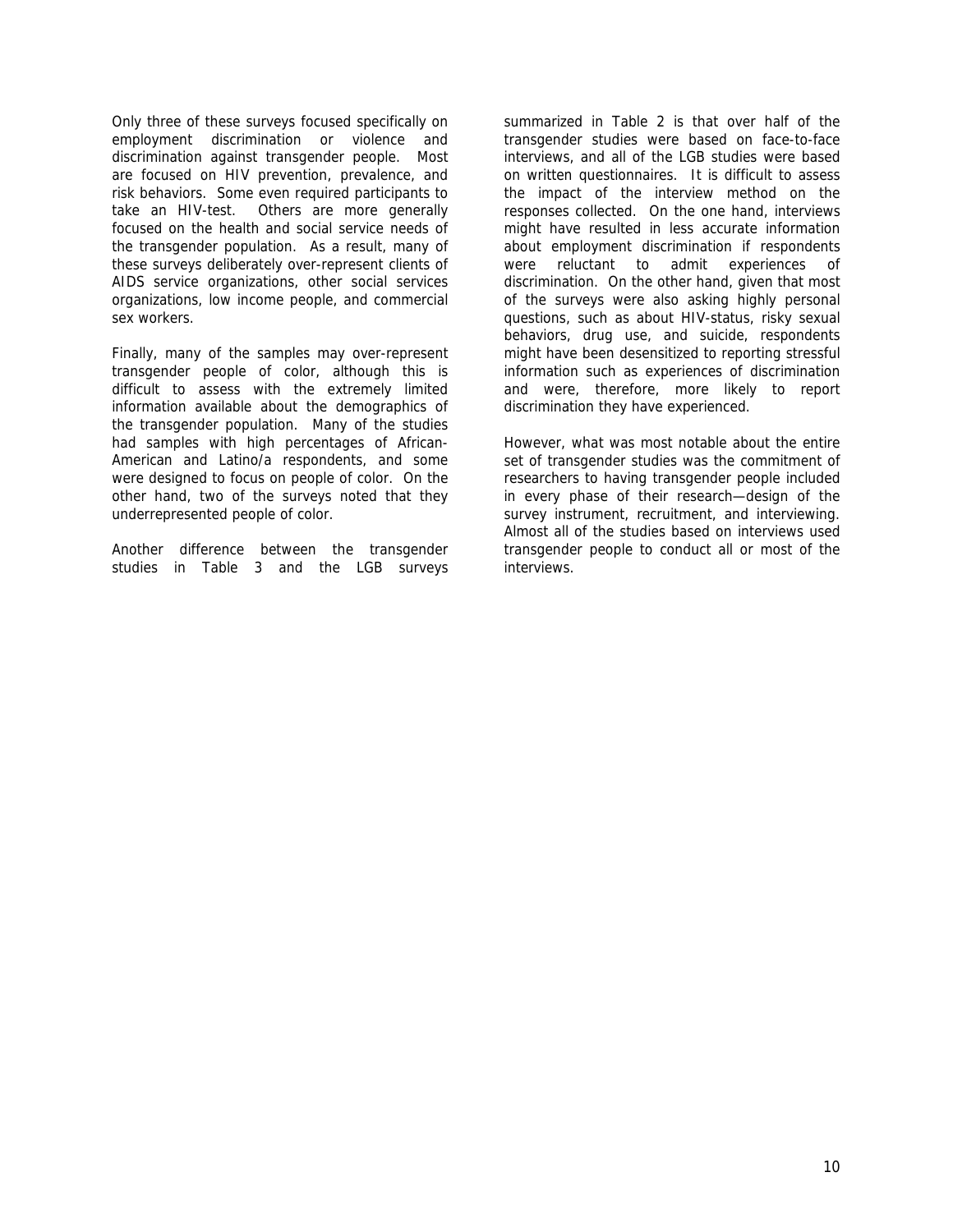Only three of these surveys focused specifically on employment discrimination or violence and discrimination against transgender people. Most are focused on HIV prevention, prevalence, and risk behaviors. Some even required participants to take an HIV-test. Others are more generally focused on the health and social service needs of the transgender population. As a result, many of these surveys deliberately over-represent clients of AIDS service organizations, other social services organizations, low income people, and commercial sex workers.

Finally, many of the samples may over-represent transgender people of color, although this is difficult to assess with the extremely limited information available about the demographics of the transgender population. Many of the studies had samples with high percentages of African-American and Latino/a respondents, and some were designed to focus on people of color. On the other hand, two of the surveys noted that they underrepresented people of color.

Another difference between the transgender studies in Table 3 and the LGB surveys summarized in Table 2 is that over half of the transgender studies were based on face-to-face interviews, and all of the LGB studies were based on written questionnaires. It is difficult to assess the impact of the interview method on the responses collected. On the one hand, interviews might have resulted in less accurate information about employment discrimination if respondents were reluctant to admit experiences of discrimination. On the other hand, given that most of the surveys were also asking highly personal questions, such as about HIV-status, risky sexual behaviors, drug use, and suicide, respondents might have been desensitized to reporting stressful information such as experiences of discrimination and were, therefore, more likely to report discrimination they have experienced.

However, what was most notable about the entire set of transgender studies was the commitment of researchers to having transgender people included in every phase of their research—design of the survey instrument, recruitment, and interviewing. Almost all of the studies based on interviews used transgender people to conduct all or most of the interviews.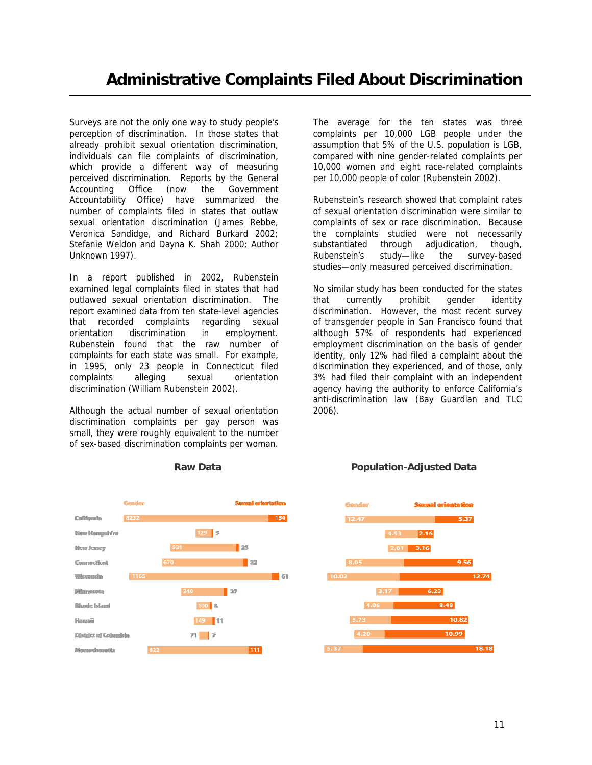# Administrative Complaints Filed About Discrimination

Surveys are not the only one way to study people's perception of discrimination. In those states that already prohibit sexual orientation discrimination, individuals can file complaints of discrimination, which provide a different way of measuring perceived discrimination. Reports by the General Accounting Office (now the Government Accountability Office) have summarized the number of complaints filed in states that outlaw sexual orientation discrimination (James Rebbe, Veronica Sandidge, and Richard Burkard 2002; Stefanie Weldon and Dayna K. Shah 2000; Author Unknown 1997).

In a report published in 2002, Rubenstein examined legal complaints filed in states that had outlawed sexual orientation discrimination. The report examined data from ten state-level agencies that recorded complaints regarding sexual orientation discrimination in employment. Rubenstein found that the raw number of complaints for each state was small. For example, in 1995, only 23 people in Connecticut filed complaints alleging sexual orientation discrimination (William Rubenstein 2002).

Although the actual number of sexual orientation discrimination complaints per gay person was small, they were roughly equivalent to the number of sex-based discrimination complaints per woman.

The average for the ten states was three complaints per 10,000 LGB people under the assumption that 5% of the U.S. population is LGB, compared with nine gender-related complaints per 10,000 women and eight race-related complaints per 10,000 people of color (Rubenstein 2002).

Rubenstein's research showed that complaint rates of sexual orientation discrimination were similar to complaints of sex or race discrimination. Because the complaints studied were not necessarily substantiated through adjudication, though, Rubenstein's study—like the survey-based studies—only measured perceived discrimination.

No similar study has been conducted for the states that currently prohibit gender identity discrimination. However, the most recent survey of transgender people in San Francisco found that although 57% of respondents had experienced employment discrimination on the basis of gender identity, only 12% had filed a complaint about the discrimination they experienced, and of those, only 3% had filed their complaint with an independent agency having the authority to enforce California's anti-discrimination law (Bay Guardian and TLC 2006).

**Raw Data**

| | Gender | Sexual orientation |
|---|---|---|
| California | 8232 | 154 |
| New Hampshire | 129 | 3 |
| New Jersey | 531 | 25 |
| Connecticut | 670 | 32 |
| Wisconsin | 1165 | 61 |
| Minnesota | 340 | 27 |
| Rhode Island | 100 | 8 |
| Hawaii | 149 | 11 |
| District of Columbia | 71 | 7 |
| Massachusetts | 822 | 111 |

**Population-Adjusted Data**

| | Gender | Sexual orientation |
|---|---|---|
| California | 12.47 | 5.37 |
| New Hampshire | 4.53 | 2.16 |
| New Jersey | 2.81 | 3.16 |
| Connecticut | 8.05 | 9.56 |
| Wisconsin | 10.02 | 12.74 |
| Minnesota | 3.17 | 6.23 |
| Rhode Island | 4.06 | 8.48 |
| Hawaii | 5.73 | 10.82 |
| District of Columbia | 4.20 | 10.99 |
| Massachusetts | 5.37 | 18.18 |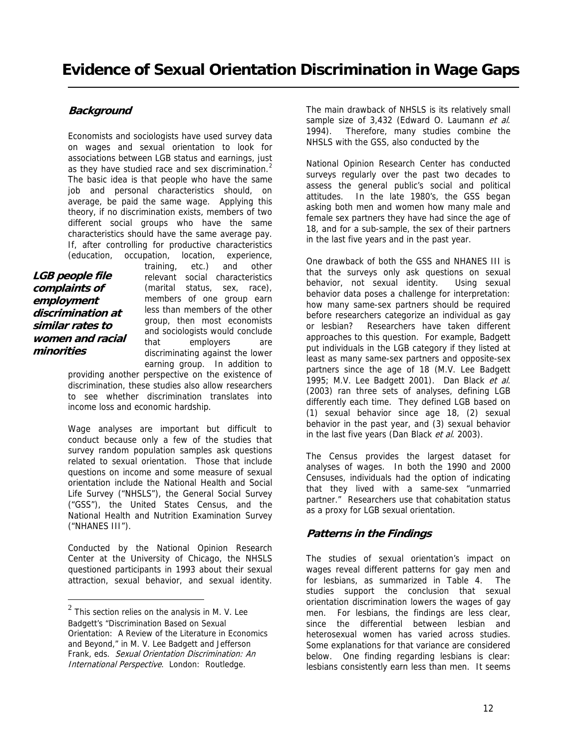# Evidence of Sexual Orientation Discrimination in Wage Gaps

## *Background*

Economists and sociologists have used survey data on wages and sexual orientation to look for associations between LGB status and earnings, just as they have studied race and sex discrimination.[2] The basic idea is that people who have the same job and personal characteristics should, on average, be paid the same wage. Applying this theory, if no discrimination exists, members of two different social groups who have the same characteristics should have the same average pay. If, after controlling for productive characteristics (education, occupation, location, experience, training, etc.) and other relevant social characteristics (marital status, sex, race), members of one group earn less than members of the other group, then most economists and sociologists would conclude that employers are discriminating against the lower earning group. In addition to providing another perspective on the existence of discrimination, these studies also allow researchers to see whether discrimination translates into income loss and economic hardship.

***LGB people file complaints of employment discrimination at similar rates to women and racial minorities***

Wage analyses are important but difficult to conduct because only a few of the studies that survey random population samples ask questions related to sexual orientation. Those that include questions on income and some measure of sexual orientation include the National Health and Social Life Survey ("NHSLS"), the General Social Survey ("GSS"), the United States Census, and the National Health and Nutrition Examination Survey ("NHANES III").

Conducted by the National Opinion Research Center at the University of Chicago, the NHSLS questioned participants in 1993 about their sexual attraction, sexual behavior, and sexual identity. The main drawback of NHSLS is its relatively small sample size of 3,432 (Edward O. Laumann *et al*. 1994). Therefore, many studies combine the NHSLS with the GSS, also conducted by the

National Opinion Research Center has conducted surveys regularly over the past two decades to assess the general public's social and political attitudes. In the late 1980's, the GSS began asking both men and women how many male and female sex partners they have had since the age of 18, and for a sub-sample, the sex of their partners in the last five years and in the past year.

One drawback of both the GSS and NHANES III is that the surveys only ask questions on sexual behavior, not sexual identity. Using sexual behavior data poses a challenge for interpretation: how many same-sex partners should be required before researchers categorize an individual as gay or lesbian? Researchers have taken different approaches to this question. For example, Badgett put individuals in the LGB category if they listed at least as many same-sex partners and opposite-sex partners since the age of 18 (M.V. Lee Badgett 1995; M.V. Lee Badgett 2001). Dan Black *et al*. (2003) ran three sets of analyses, defining LGB differently each time. They defined LGB based on (1) sexual behavior since age 18, (2) sexual behavior in the past year, and (3) sexual behavior in the last five years (Dan Black *et al*. 2003).

The Census provides the largest dataset for analyses of wages. In both the 1990 and 2000 Censuses, individuals had the option of indicating that they lived with a same-sex "unmarried partner." Researchers use that cohabitation status as a proxy for LGB sexual orientation.

## *Patterns in the Findings*

The studies of sexual orientation's impact on wages reveal different patterns for gay men and for lesbians, as summarized in Table 4. The studies support the conclusion that sexual orientation discrimination lowers the wages of gay men. For lesbians, the findings are less clear, since the differential between lesbian and heterosexual women has varied across studies. Some explanations for that variance are considered below. One finding regarding lesbians is clear: lesbians consistently earn less than men. It seems

[2] This section relies on the analysis in M. V. Lee Badgett's "Discrimination Based on Sexual Orientation: A Review of the Literature in Economics and Beyond," in M. V. Lee Badgett and Jefferson Frank, eds. *Sexual Orientation Discrimination: An International Perspective*. London: Routledge.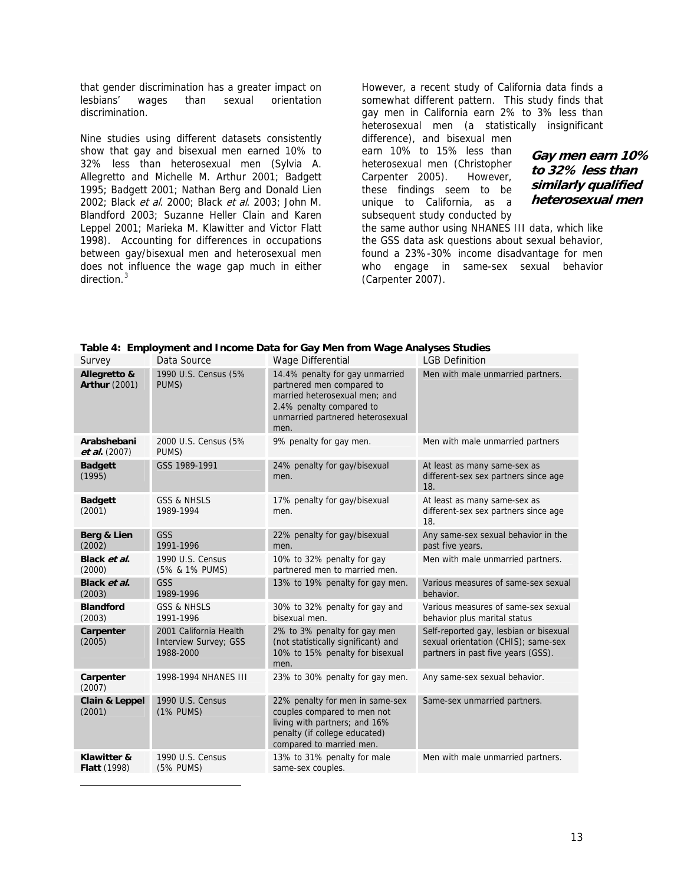that gender discrimination has a greater impact on lesbians' wages than sexual orientation discrimination.

Nine studies using different datasets consistently show that gay and bisexual men earned 10% to 32% less than heterosexual men (Sylvia A. Allegretto and Michelle M. Arthur 2001; Badgett 1995; Badgett 2001; Nathan Berg and Donald Lien 2002; Black *et al*. 2000; Black *et al*. 2003; John M. Blandford 2003; Suzanne Heller Clain and Karen Leppel 2001; Marieka M. Klawitter and Victor Flatt 1998). Accounting for differences in occupations between gay/bisexual men and heterosexual men does not influence the wage gap much in either direction.[3]

However, a recent study of California data finds a somewhat different pattern. This study finds that gay men in California earn 2% to 3% less than heterosexual men (a statistically insignificant difference), and bisexual men earn 10% to 15% less than heterosexual men (Christopher Carpenter 2005). However, these findings seem to be unique to California, as a subsequent study conducted by the same author using NHANES III data, which like the GSS data ask questions about sexual behavior, found a 23%-30% income disadvantage for men who engage in same-sex sexual behavior (Carpenter 2007).

***Gay men earn 10% to 32% less than similarly qualified heterosexual men***

**Table 4: Employment and Income Data for Gay Men from Wage Analyses Studies**

| Survey | Data Source | Wage Differential | LGB Definition |
|---|---|---|---|
| **Allegretto & Arthur** (2001) | 1990 U.S. Census (5% PUMS) | 14.4% penalty for gay unmarried partnered men compared to married heterosexual men; and 2.4% penalty compared to unmarried partnered heterosexual men. | Men with male unmarried partners. |
| **Arabshebani *et al.*** (2007) | 2000 U.S. Census (5% PUMS) | 9% penalty for gay men. | Men with male unmarried partners |
| **Badgett** (1995) | GSS 1989-1991 | 24% penalty for gay/bisexual men. | At least as many same-sex as different-sex sex partners since age 18. |
| **Badgett** (2001) | GSS & NHSLS 1989-1994 | 17% penalty for gay/bisexual men. | At least as many same-sex as different-sex sex partners since age 18. |
| **Berg & Lien** (2002) | GSS 1991-1996 | 22% penalty for gay/bisexual men. | Any same-sex sexual behavior in the past five years. |
| **Black *et al.*** (2000) | 1990 U.S. Census (5% & 1% PUMS) | 10% to 32% penalty for gay partnered men to married men. | Men with male unmarried partners. |
| **Black *et al.*** (2003) | GSS 1989-1996 | 13% to 19% penalty for gay men. | Various measures of same-sex sexual behavior. |
| **Blandford** (2003) | GSS & NHSLS 1991-1996 | 30% to 32% penalty for gay and bisexual men. | Various measures of same-sex sexual behavior plus marital status |
| **Carpenter** (2005) | 2001 California Health Interview Survey; GSS 1988-2000 | 2% to 3% penalty for gay men (not statistically significant) and 10% to 15% penalty for bisexual men. | Self-reported gay, lesbian or bisexual sexual orientation (CHIS); same-sex partners in past five years (GSS). |
| **Carpenter** (2007) | 1998-1994 NHANES III | 23% to 30% penalty for gay men. | Any same-sex sexual behavior. |
| **Clain & Leppel** (2001) | 1990 U.S. Census (1% PUMS) | 22% penalty for men in same-sex couples compared to men not living with partners; and 16% penalty (if college educated) compared to married men. | Same-sex unmarried partners. |
| **Klawitter & Flatt** (1998) | 1990 U.S. Census (5% PUMS) | 13% to 31% penalty for male same-sex couples. | Men with male unmarried partners. |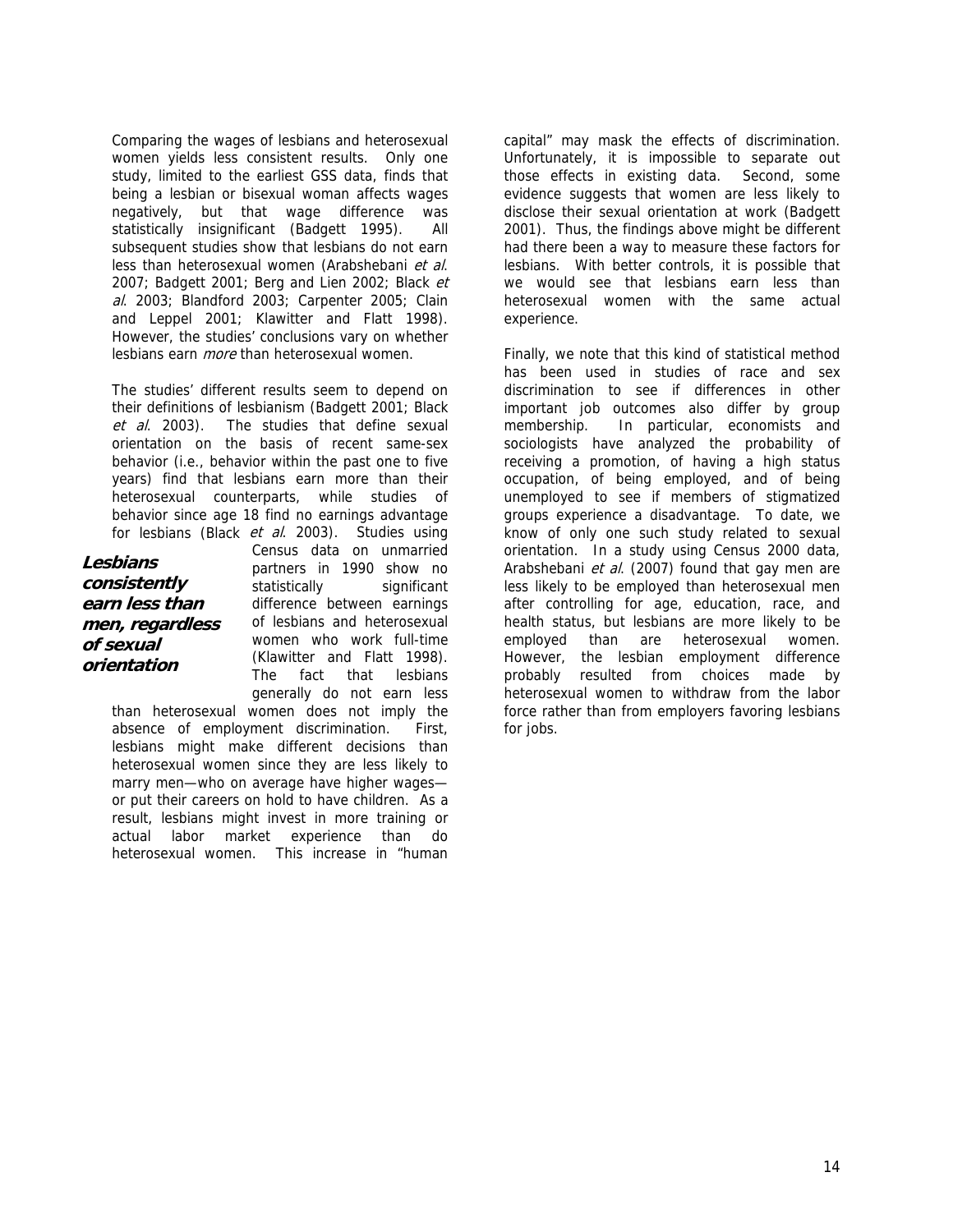Comparing the wages of lesbians and heterosexual women yields less consistent results. Only one study, limited to the earliest GSS data, finds that being a lesbian or bisexual woman affects wages negatively, but that wage difference was statistically insignificant (Badgett 1995). All subsequent studies show that lesbians do not earn less than heterosexual women (Arabshebani *et al*. 2007; Badgett 2001; Berg and Lien 2002; Black *et al*. 2003; Blandford 2003; Carpenter 2005; Clain and Leppel 2001; Klawitter and Flatt 1998). However, the studies' conclusions vary on whether lesbians earn *more* than heterosexual women.

The studies' different results seem to depend on their definitions of lesbianism (Badgett 2001; Black *et al*. 2003). The studies that define sexual orientation on the basis of recent same-sex behavior (i.e., behavior within the past one to five years) find that lesbians earn more than their heterosexual counterparts, while studies of behavior since age 18 find no earnings advantage for lesbians (Black *et al*. 2003). Studies using Census data on unmarried partners in 1990 show no statistically significant difference between earnings of lesbians and heterosexual women who work full-time (Klawitter and Flatt 1998). The fact that lesbians generally do not earn less than heterosexual women does not imply the absence of employment discrimination. First, lesbians might make different decisions than heterosexual women since they are less likely to marry men—who on average have higher wages—or put their careers on hold to have children. As a result, lesbians might invest in more training or actual labor market experience than do heterosexual women. This increase in "human capital" may mask the effects of discrimination. Unfortunately, it is impossible to separate out those effects in existing data. Second, some evidence suggests that women are less likely to disclose their sexual orientation at work (Badgett 2001). Thus, the findings above might be different had there been a way to measure these factors for lesbians. With better controls, it is possible that we would see that lesbians earn less than heterosexual women with the same actual experience.

***Lesbians consistently earn less than men, regardless of sexual orientation***

Finally, we note that this kind of statistical method has been used in studies of race and sex discrimination to see if differences in other important job outcomes also differ by group membership. In particular, economists and sociologists have analyzed the probability of receiving a promotion, of having a high status occupation, of being employed, and of being unemployed to see if members of stigmatized groups experience a disadvantage. To date, we know of only one such study related to sexual orientation. In a study using Census 2000 data, Arabshebani *et al*. (2007) found that gay men are less likely to be employed than heterosexual men after controlling for age, education, race, and health status, but lesbians are more likely to be employed than are heterosexual women. However, the lesbian employment difference probably resulted from choices made by heterosexual women to withdraw from the labor force rather than from employers favoring lesbians for jobs.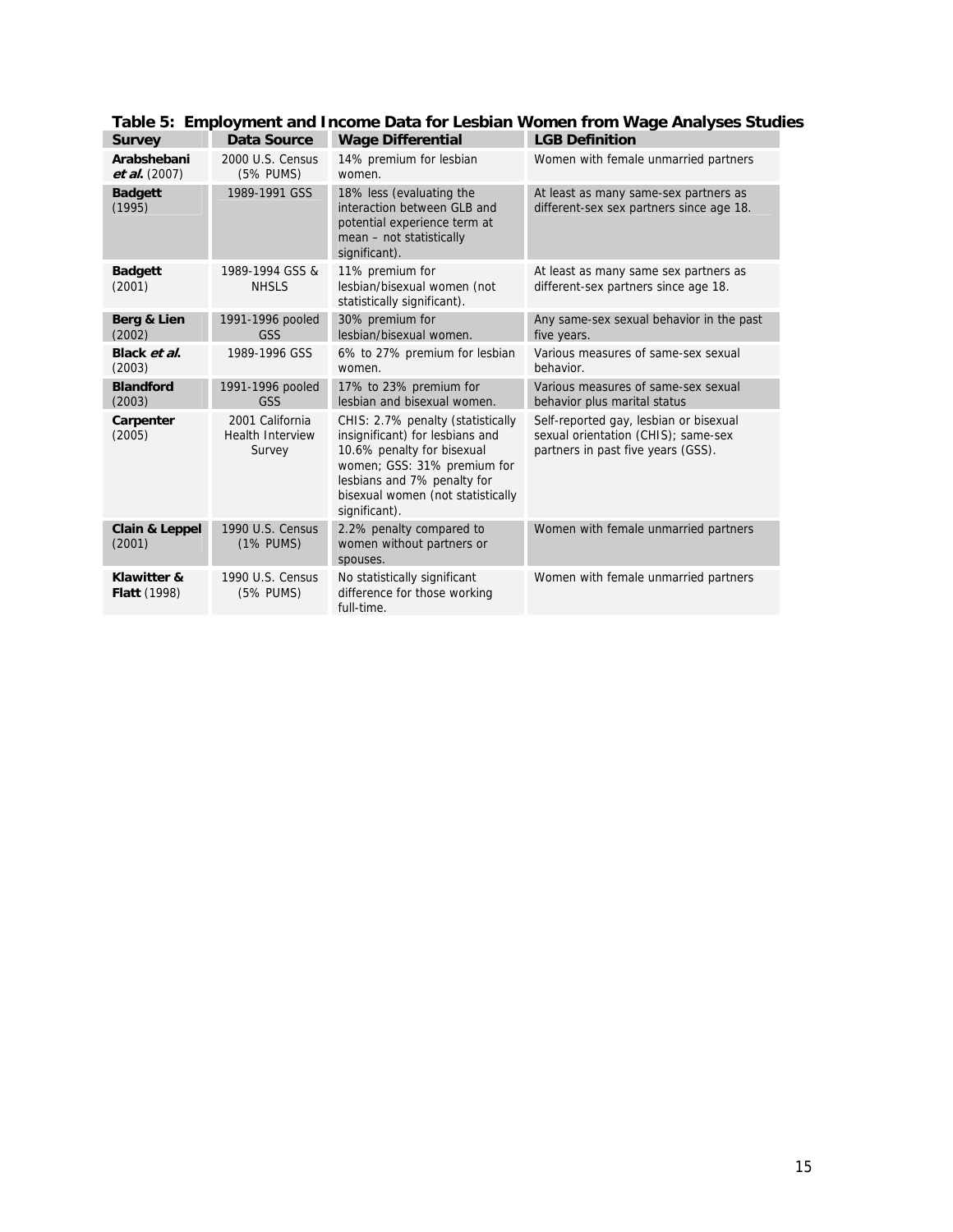**Table 5: Employment and Income Data for Lesbian Women from Wage Analyses Studies**

| Survey | Data Source | Wage Differential | LGB Definition |
|---|---|---|---|
| **Arabshebani *et al.*** (2007) | 2000 U.S. Census (5% PUMS) | 14% premium for lesbian women. | Women with female unmarried partners |
| **Badgett** (1995) | 1989-1991 GSS | 18% less (evaluating the interaction between GLB and potential experience term at mean – not statistically significant). | At least as many same-sex partners as different-sex sex partners since age 18. |
| **Badgett** (2001) | 1989-1994 GSS & NHSLS | 11% premium for lesbian/bisexual women (not statistically significant). | At least as many same sex partners as different-sex partners since age 18. |
| **Berg & Lien** (2002) | 1991-1996 pooled GSS | 30% premium for lesbian/bisexual women. | Any same-sex sexual behavior in the past five years. |
| **Black *et al.*** (2003) | 1989-1996 GSS | 6% to 27% premium for lesbian women. | Various measures of same-sex sexual behavior. |
| **Blandford** (2003) | 1991-1996 pooled GSS | 17% to 23% premium for lesbian and bisexual women. | Various measures of same-sex sexual behavior plus marital status |
| **Carpenter** (2005) | 2001 California Health Interview Survey | CHIS: 2.7% penalty (statistically insignificant) for lesbians and 10.6% penalty for bisexual women; GSS: 31% premium for lesbians and 7% penalty for bisexual women (not statistically significant). | Self-reported gay, lesbian or bisexual sexual orientation (CHIS); same-sex partners in past five years (GSS). |
| **Clain & Leppel** (2001) | 1990 U.S. Census (1% PUMS) | 2.2% penalty compared to women without partners or spouses. | Women with female unmarried partners |
| **Klawitter & Flatt** (1998) | 1990 U.S. Census (5% PUMS) | No statistically significant difference for those working full-time. | Women with female unmarried partners |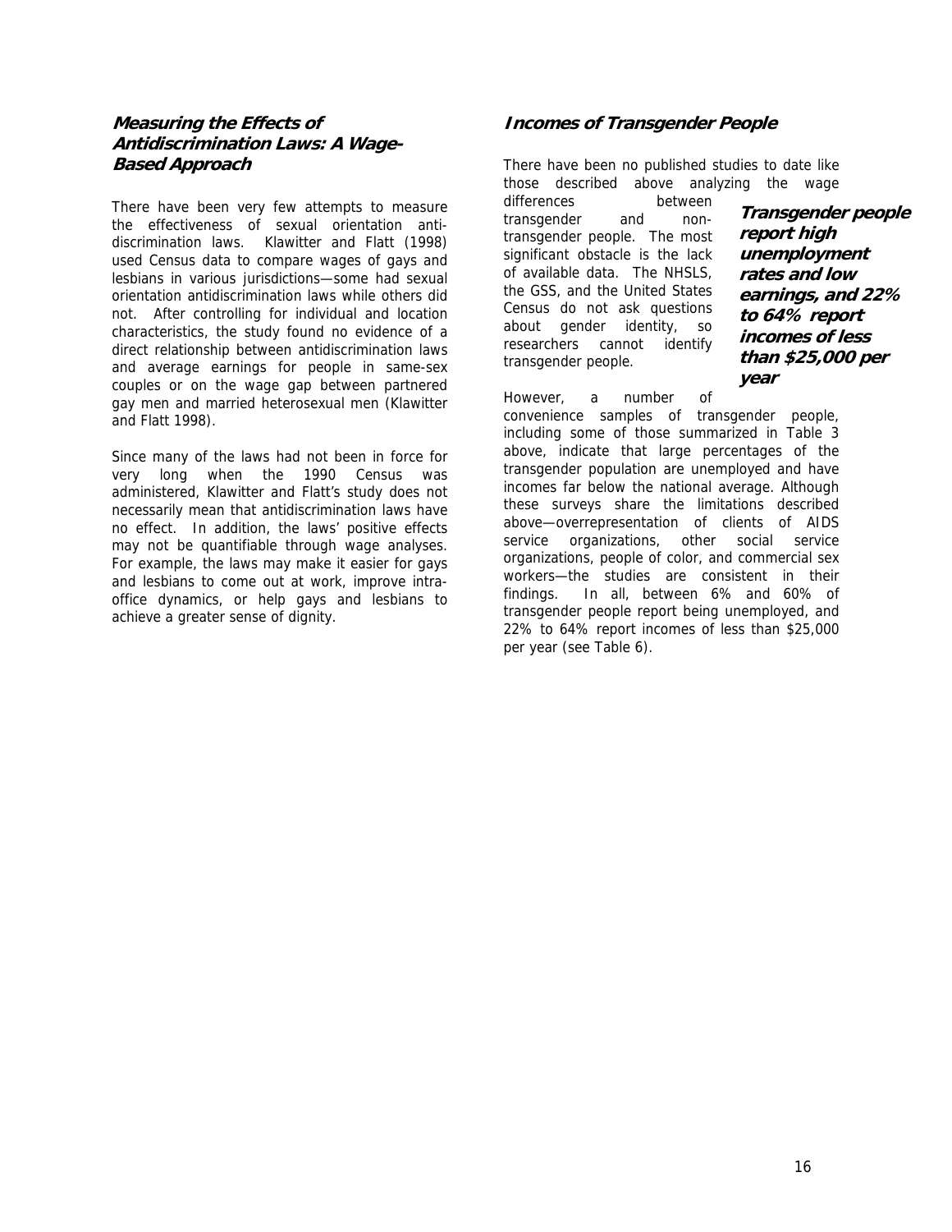### *Measuring the Effects of Antidiscrimination Laws: A Wage-Based Approach*

There have been very few attempts to measure the effectiveness of sexual orientation anti-discrimination laws. Klawitter and Flatt (1998) used Census data to compare wages of gays and lesbians in various jurisdictions—some had sexual orientation antidiscrimination laws while others did not. After controlling for individual and location characteristics, the study found no evidence of a direct relationship between antidiscrimination laws and average earnings for people in same-sex couples or on the wage gap between partnered gay men and married heterosexual men (Klawitter and Flatt 1998).

Since many of the laws had not been in force for very long when the 1990 Census was administered, Klawitter and Flatt's study does not necessarily mean that antidiscrimination laws have no effect. In addition, the laws' positive effects may not be quantifiable through wage analyses. For example, the laws may make it easier for gays and lesbians to come out at work, improve intra-office dynamics, or help gays and lesbians to achieve a greater sense of dignity.

### *Incomes of Transgender People*

There have been no published studies to date like those described above analyzing the wage differences between transgender and non-transgender people. The most significant obstacle is the lack of available data. The NHSLS, the GSS, and the United States Census do not ask questions about gender identity, so researchers cannot identify transgender people.

***Transgender people report high unemployment rates and low earnings, and 22% to 64% report incomes of less than $25,000 per year***

However, a number of convenience samples of transgender people, including some of those summarized in Table 3 above, indicate that large percentages of the transgender population are unemployed and have incomes far below the national average. Although these surveys share the limitations described above—overrepresentation of clients of AIDS service organizations, other social service organizations, people of color, and commercial sex workers—the studies are consistent in their findings. In all, between 6% and 60% of transgender people report being unemployed, and 22% to 64% report incomes of less than $25,000 per year (see Table 6).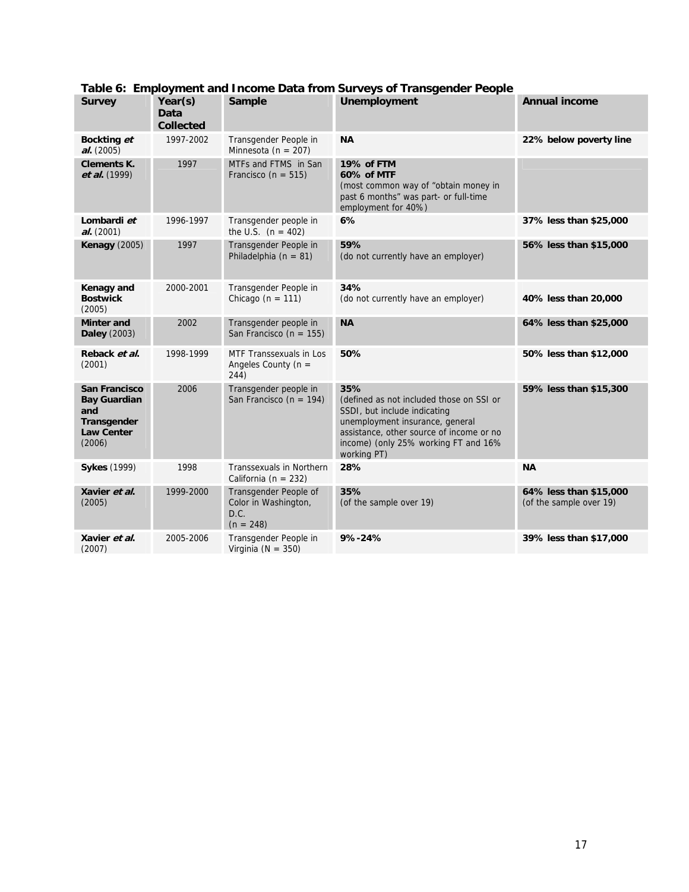**Table 6: Employment and Income Data from Surveys of Transgender People**

| Survey | Year(s) Data Collected | Sample | Unemployment | Annual income |
|---|---|---|---|---|
| **Bockting *et al.*** (2005) | 1997-2002 | Transgender People in Minnesota (n = 207) | **NA** | **22% below poverty line** |
| **Clements K. *et al.*** (1999) | 1997 | MTFs and FTMS in San Francisco (n = 515) | **19% of FTM** **60% of MTF** (most common way of "obtain money in past 6 months" was part- or full-time employment for 40%) | |
| **Lombardi *et al.*** (2001) | 1996-1997 | Transgender people in the U.S. (n = 402) | **6%** | **37% less than $25,000** |
| **Kenagy** (2005) | 1997 | Transgender People in Philadelphia (n = 81) | **59%** (do not currently have an employer) | **56% less than $15,000** |
| **Kenagy and Bostwick** (2005) | 2000-2001 | Transgender People in Chicago (n = 111) | **34%** (do not currently have an employer) | **40% less than 20,000** |
| **Minter and Daley** (2003) | 2002 | Transgender people in San Francisco (n = 155) | **NA** | **64% less than $25,000** |
| **Reback *et al.*** (2001) | 1998-1999 | MTF Transsexuals in Los Angeles County (n = 244) | **50%** | **50% less than $12,000** |
| **San Francisco Bay Guardian and Transgender Law Center** (2006) | 2006 | Transgender people in San Francisco (n = 194) | **35%** (defined as not included those on SSI or SSDI, but include indicating unemployment insurance, general assistance, other source of income or no income) (only 25% working FT and 16% working PT) | **59% less than $15,300** |
| **Sykes** (1999) | 1998 | Transsexuals in Northern California (n = 232) | **28%** | **NA** |
| **Xavier *et al.*** (2005) | 1999-2000 | Transgender People of Color in Washington, D.C. (n = 248) | **35%** (of the sample over 19) | **64% less than $15,000** (of the sample over 19) |
| **Xavier *et al.*** (2007) | 2005-2006 | Transgender People in Virginia (N = 350) | **9%-24%** | **39% less than $17,000** |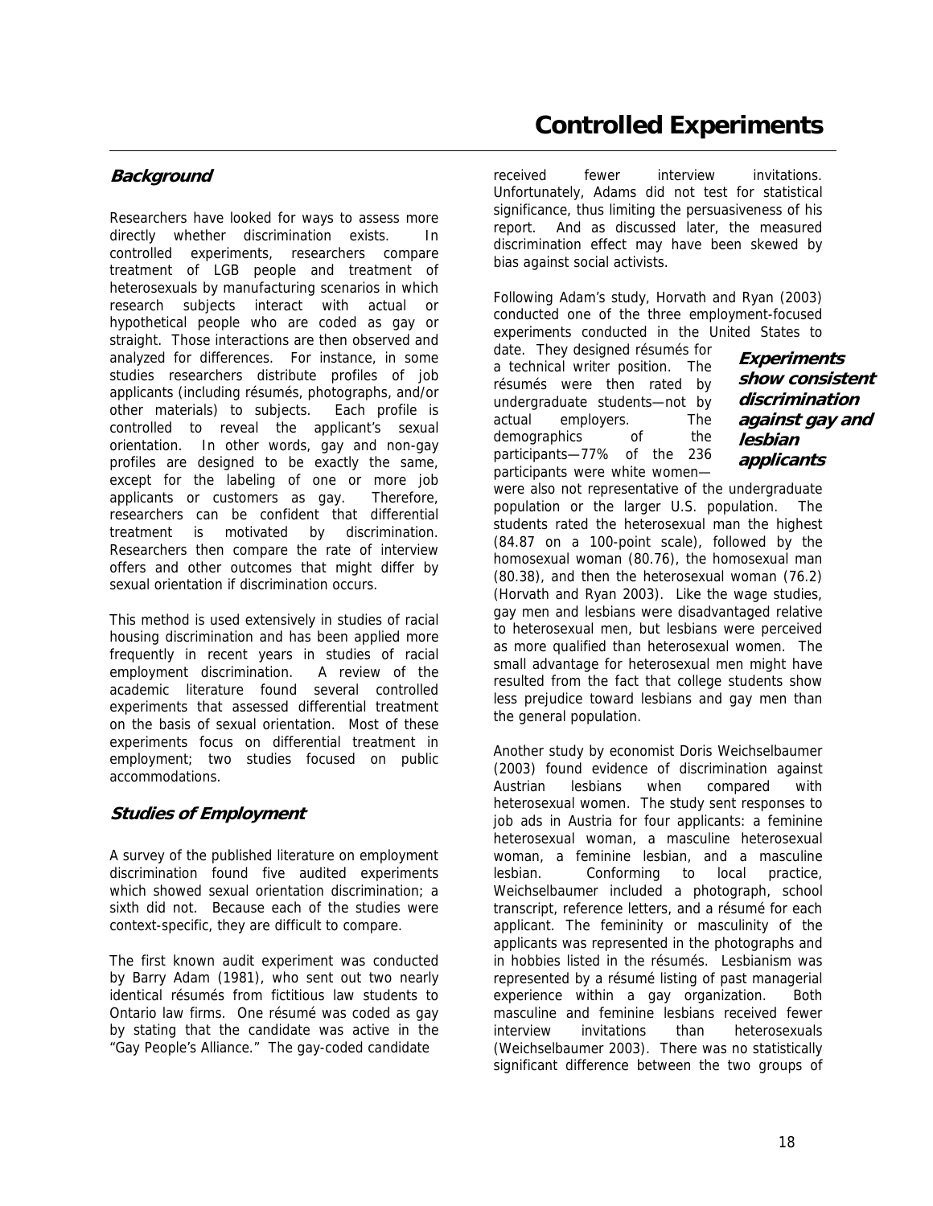# Controlled Experiments

### *Background*

Researchers have looked for ways to assess more directly whether discrimination exists. In controlled experiments, researchers compare treatment of LGB people and treatment of heterosexuals by manufacturing scenarios in which research subjects interact with actual or hypothetical people who are coded as gay or straight. Those interactions are then observed and analyzed for differences. For instance, in some studies researchers distribute profiles of job applicants (including résumés, photographs, and/or other materials) to subjects. Each profile is controlled to reveal the applicant's sexual orientation. In other words, gay and non-gay profiles are designed to be exactly the same, except for the labeling of one or more job applicants or customers as gay. Therefore, researchers can be confident that differential treatment is motivated by discrimination. Researchers then compare the rate of interview offers and other outcomes that might differ by sexual orientation if discrimination occurs.

This method is used extensively in studies of racial housing discrimination and has been applied more frequently in recent years in studies of racial employment discrimination. A review of the academic literature found several controlled experiments that assessed differential treatment on the basis of sexual orientation. Most of these experiments focus on differential treatment in employment; two studies focused on public accommodations.

### *Studies of Employment*

A survey of the published literature on employment discrimination found five audited experiments which showed sexual orientation discrimination; a sixth did not. Because each of the studies were context-specific, they are difficult to compare.

The first known audit experiment was conducted by Barry Adam (1981), who sent out two nearly identical résumés from fictitious law students to Ontario law firms. One résumé was coded as gay by stating that the candidate was active in the "Gay People's Alliance." The gay-coded candidate received fewer interview invitations. Unfortunately, Adams did not test for statistical significance, thus limiting the persuasiveness of his report. And as discussed later, the measured discrimination effect may have been skewed by bias against social activists.

Following Adam's study, Horvath and Ryan (2003) conducted one of the three employment-focused experiments conducted in the United States to date. They designed résumés for a technical writer position. The résumés were then rated by undergraduate students—not by actual employers. The demographics of the participants—77% of the 236 participants were white women—were also not representative of the undergraduate population or the larger U.S. population. The students rated the heterosexual man the highest (84.87 on a 100-point scale), followed by the homosexual woman (80.76), the homosexual man (80.38), and then the heterosexual woman (76.2) (Horvath and Ryan 2003). Like the wage studies, gay men and lesbians were disadvantaged relative to heterosexual men, but lesbians were perceived as more qualified than heterosexual women. The small advantage for heterosexual men might have resulted from the fact that college students show less prejudice toward lesbians and gay men than the general population.

***Experiments show consistent discrimination against gay and lesbian applicants***

Another study by economist Doris Weichselbaumer (2003) found evidence of discrimination against Austrian lesbians when compared with heterosexual women. The study sent responses to job ads in Austria for four applicants: a feminine heterosexual woman, a masculine heterosexual woman, a feminine lesbian, and a masculine lesbian. Conforming to local practice, Weichselbaumer included a photograph, school transcript, reference letters, and a résumé for each applicant. The femininity or masculinity of the applicants was represented in the photographs and in hobbies listed in the résumés. Lesbianism was represented by a résumé listing of past managerial experience within a gay organization. Both masculine and feminine lesbians received fewer interview invitations than heterosexuals (Weichselbaumer 2003). There was no statistically significant difference between the two groups of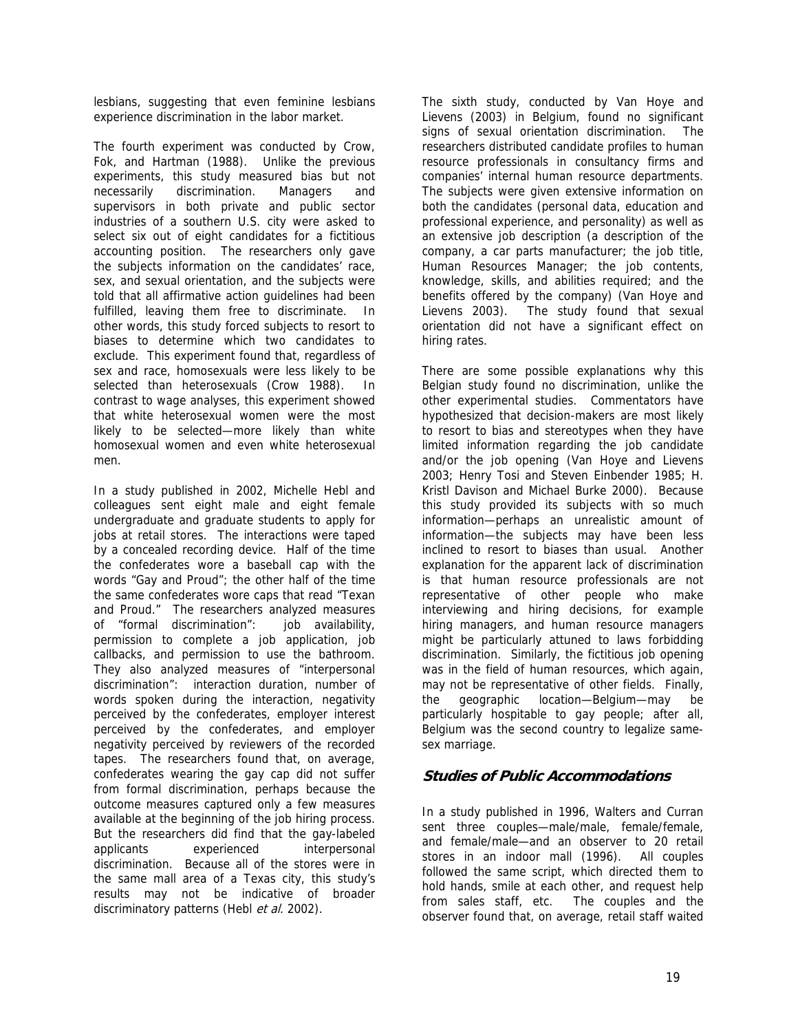lesbians, suggesting that even feminine lesbians experience discrimination in the labor market.

The fourth experiment was conducted by Crow, Fok, and Hartman (1988). Unlike the previous experiments, this study measured bias but not necessarily discrimination. Managers and supervisors in both private and public sector industries of a southern U.S. city were asked to select six out of eight candidates for a fictitious accounting position. The researchers only gave the subjects information on the candidates' race, sex, and sexual orientation, and the subjects were told that all affirmative action guidelines had been fulfilled, leaving them free to discriminate. In other words, this study forced subjects to resort to biases to determine which two candidates to exclude. This experiment found that, regardless of sex and race, homosexuals were less likely to be selected than heterosexuals (Crow 1988). In contrast to wage analyses, this experiment showed that white heterosexual women were the most likely to be selected—more likely than white homosexual women and even white heterosexual men.

In a study published in 2002, Michelle Hebl and colleagues sent eight male and eight female undergraduate and graduate students to apply for jobs at retail stores. The interactions were taped by a concealed recording device. Half of the time the confederates wore a baseball cap with the words "Gay and Proud"; the other half of the time the same confederates wore caps that read "Texan and Proud." The researchers analyzed measures of "formal discrimination": job availability, permission to complete a job application, job callbacks, and permission to use the bathroom. They also analyzed measures of "interpersonal discrimination": interaction duration, number of words spoken during the interaction, negativity perceived by the confederates, employer interest perceived by the confederates, and employer negativity perceived by reviewers of the recorded tapes. The researchers found that, on average, confederates wearing the gay cap did not suffer from formal discrimination, perhaps because the outcome measures captured only a few measures available at the beginning of the job hiring process. But the researchers did find that the gay-labeled applicants experienced interpersonal discrimination. Because all of the stores were in the same mall area of a Texas city, this study's results may not be indicative of broader discriminatory patterns (Hebl *et al.* 2002).

The sixth study, conducted by Van Hoye and Lievens (2003) in Belgium, found no significant signs of sexual orientation discrimination. The researchers distributed candidate profiles to human resource professionals in consultancy firms and companies' internal human resource departments. The subjects were given extensive information on both the candidates (personal data, education and professional experience, and personality) as well as an extensive job description (a description of the company, a car parts manufacturer; the job title, Human Resources Manager; the job contents, knowledge, skills, and abilities required; and the benefits offered by the company) (Van Hoye and Lievens 2003). The study found that sexual orientation did not have a significant effect on hiring rates.

There are some possible explanations why this Belgian study found no discrimination, unlike the other experimental studies. Commentators have hypothesized that decision-makers are most likely to resort to bias and stereotypes when they have limited information regarding the job candidate and/or the job opening (Van Hoye and Lievens 2003; Henry Tosi and Steven Einbender 1985; H. Kristl Davison and Michael Burke 2000). Because this study provided its subjects with so much information—perhaps an unrealistic amount of information—the subjects may have been less inclined to resort to biases than usual. Another explanation for the apparent lack of discrimination is that human resource professionals are not representative of other people who make interviewing and hiring decisions, for example hiring managers, and human resource managers might be particularly attuned to laws forbidding discrimination. Similarly, the fictitious job opening was in the field of human resources, which again, may not be representative of other fields. Finally, the geographic location—Belgium—may be particularly hospitable to gay people; after all, Belgium was the second country to legalize same-sex marriage.

## Studies of Public Accommodations

In a study published in 1996, Walters and Curran sent three couples—male/male, female/female, and female/male—and an observer to 20 retail stores in an indoor mall (1996). All couples followed the same script, which directed them to hold hands, smile at each other, and request help from sales staff, etc. The couples and the observer found that, on average, retail staff waited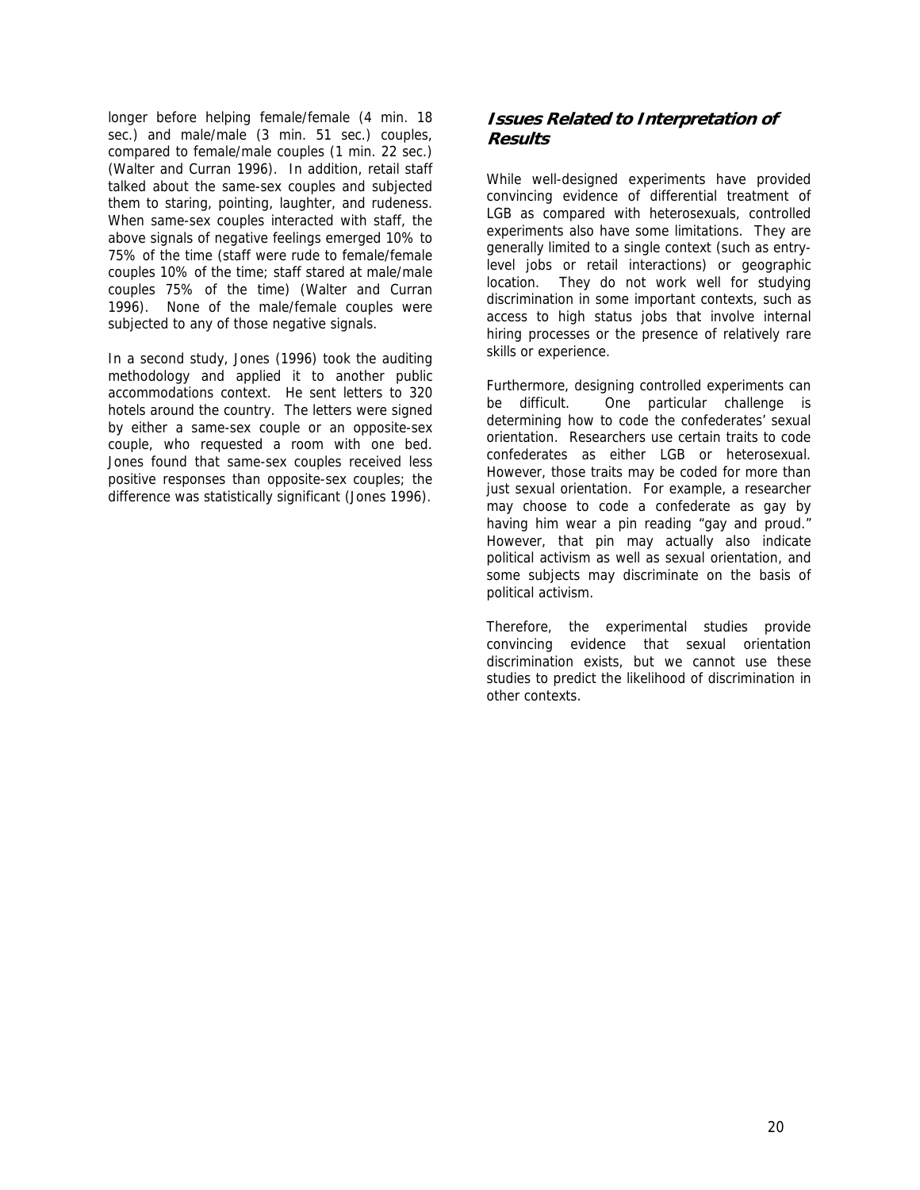longer before helping female/female (4 min. 18 sec.) and male/male (3 min. 51 sec.) couples, compared to female/male couples (1 min. 22 sec.) (Walter and Curran 1996). In addition, retail staff talked about the same-sex couples and subjected them to staring, pointing, laughter, and rudeness. When same-sex couples interacted with staff, the above signals of negative feelings emerged 10% to 75% of the time (staff were rude to female/female couples 10% of the time; staff stared at male/male couples 75% of the time) (Walter and Curran 1996). None of the male/female couples were subjected to any of those negative signals.

In a second study, Jones (1996) took the auditing methodology and applied it to another public accommodations context. He sent letters to 320 hotels around the country. The letters were signed by either a same-sex couple or an opposite-sex couple, who requested a room with one bed. Jones found that same-sex couples received less positive responses than opposite-sex couples; the difference was statistically significant (Jones 1996).

### *Issues Related to Interpretation of Results*

While well-designed experiments have provided convincing evidence of differential treatment of LGB as compared with heterosexuals, controlled experiments also have some limitations. They are generally limited to a single context (such as entry-level jobs or retail interactions) or geographic location. They do not work well for studying discrimination in some important contexts, such as access to high status jobs that involve internal hiring processes or the presence of relatively rare skills or experience.

Furthermore, designing controlled experiments can be difficult. One particular challenge is determining how to code the confederates' sexual orientation. Researchers use certain traits to code confederates as either LGB or heterosexual. However, those traits may be coded for more than just sexual orientation. For example, a researcher may choose to code a confederate as gay by having him wear a pin reading "gay and proud." However, that pin may actually also indicate political activism as well as sexual orientation, and some subjects may discriminate on the basis of political activism.

Therefore, the experimental studies provide convincing evidence that sexual orientation discrimination exists, but we cannot use these studies to predict the likelihood of discrimination in other contexts.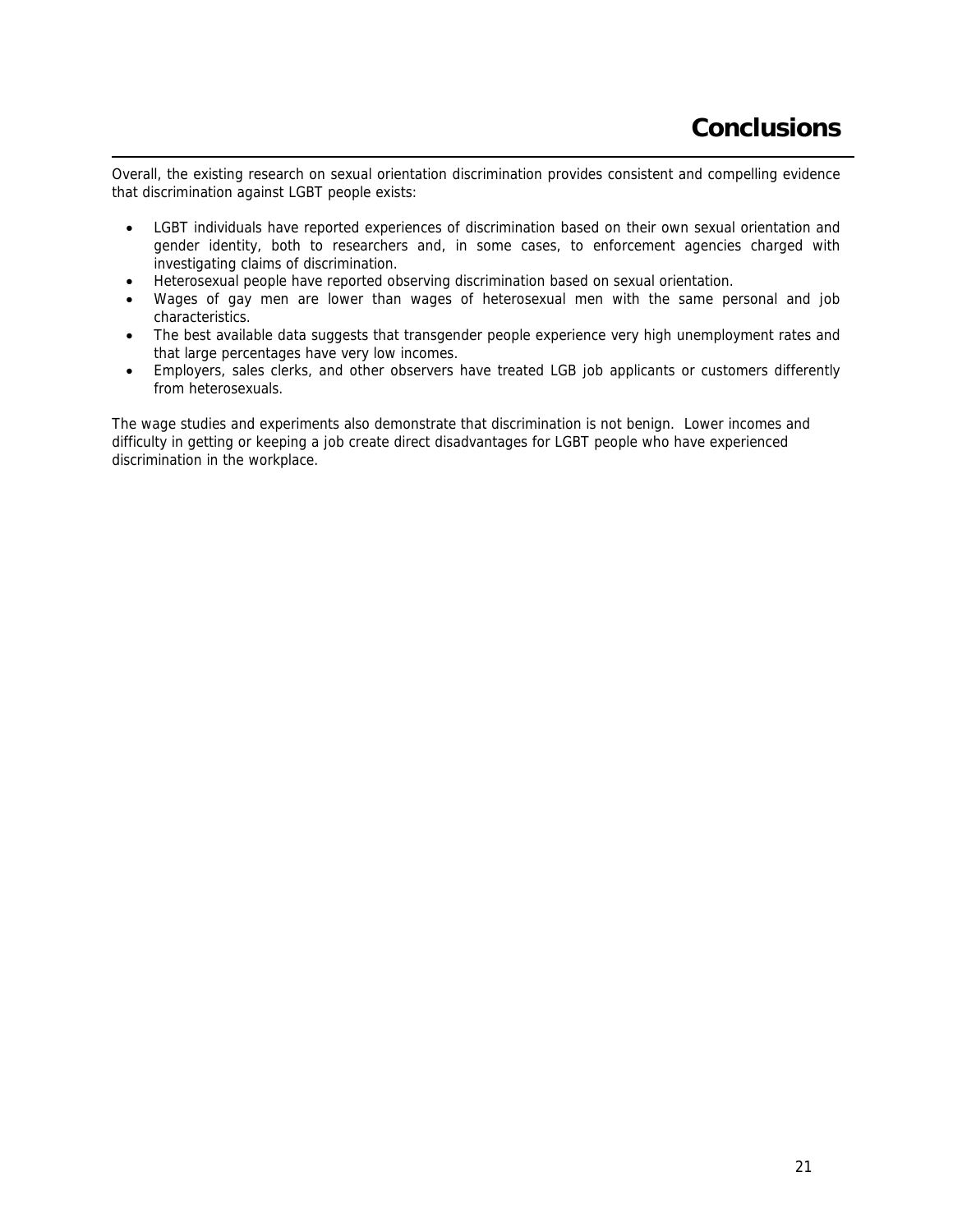# Conclusions

Overall, the existing research on sexual orientation discrimination provides consistent and compelling evidence that discrimination against LGBT people exists:

- LGBT individuals have reported experiences of discrimination based on their own sexual orientation and gender identity, both to researchers and, in some cases, to enforcement agencies charged with investigating claims of discrimination.
- Heterosexual people have reported observing discrimination based on sexual orientation.
- Wages of gay men are lower than wages of heterosexual men with the same personal and job characteristics.
- The best available data suggests that transgender people experience very high unemployment rates and that large percentages have very low incomes.
- Employers, sales clerks, and other observers have treated LGB job applicants or customers differently from heterosexuals.

The wage studies and experiments also demonstrate that discrimination is not benign. Lower incomes and difficulty in getting or keeping a job create direct disadvantages for LGBT people who have experienced discrimination in the workplace.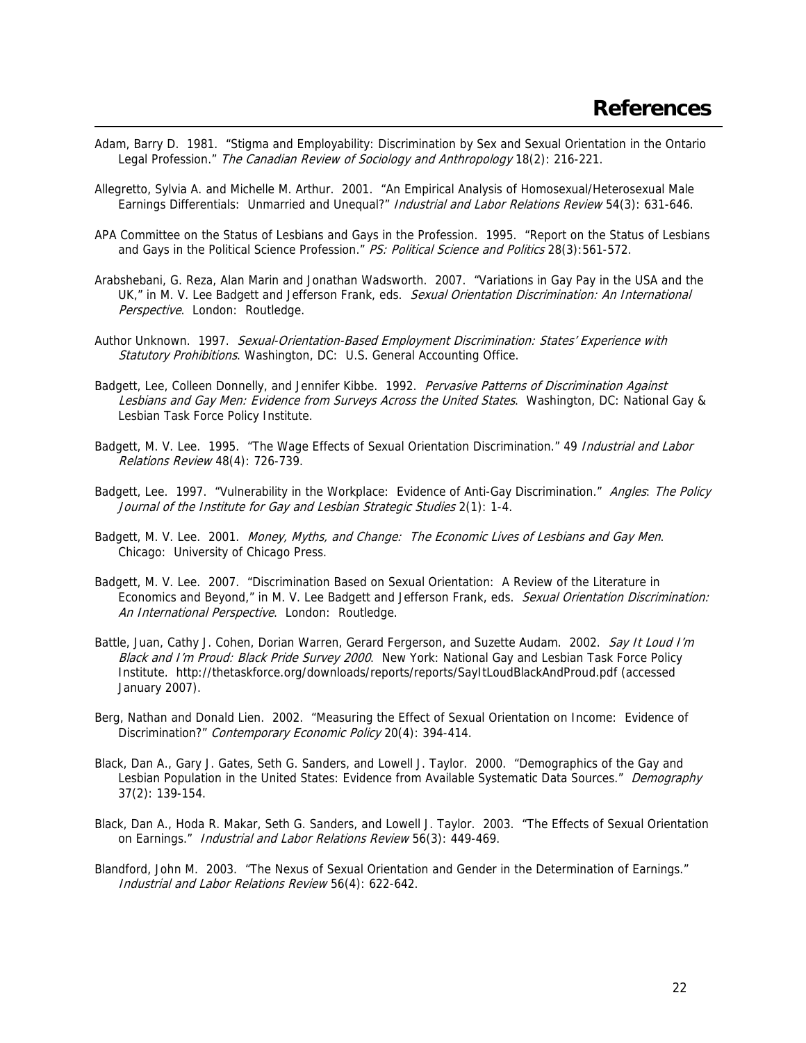# References

Adam, Barry D. 1981. "Stigma and Employability: Discrimination by Sex and Sexual Orientation in the Ontario Legal Profession." *The Canadian Review of Sociology and Anthropology* 18(2): 216-221.

Allegretto, Sylvia A. and Michelle M. Arthur. 2001. "An Empirical Analysis of Homosexual/Heterosexual Male Earnings Differentials: Unmarried and Unequal?" *Industrial and Labor Relations Review* 54(3): 631-646.

APA Committee on the Status of Lesbians and Gays in the Profession. 1995. "Report on the Status of Lesbians and Gays in the Political Science Profession." *PS: Political Science and Politics* 28(3):561-572.

Arabshebani, G. Reza, Alan Marin and Jonathan Wadsworth. 2007. "Variations in Gay Pay in the USA and the UK," in M. V. Lee Badgett and Jefferson Frank, eds. *Sexual Orientation Discrimination: An International Perspective*. London: Routledge.

Author Unknown. 1997. *Sexual-Orientation-Based Employment Discrimination: States' Experience with Statutory Prohibitions*. Washington, DC: U.S. General Accounting Office.

Badgett, Lee, Colleen Donnelly, and Jennifer Kibbe. 1992. *Pervasive Patterns of Discrimination Against Lesbians and Gay Men: Evidence from Surveys Across the United States*. Washington, DC: National Gay & Lesbian Task Force Policy Institute.

Badgett, M. V. Lee. 1995. "The Wage Effects of Sexual Orientation Discrimination." 49 *Industrial and Labor Relations Review* 48(4): 726-739.

Badgett, Lee. 1997. "Vulnerability in the Workplace: Evidence of Anti-Gay Discrimination." *Angles*: *The Policy Journal of the Institute for Gay and Lesbian Strategic Studies* 2(1): 1-4.

Badgett, M. V. Lee. 2001. *Money, Myths, and Change: The Economic Lives of Lesbians and Gay Men*. Chicago: University of Chicago Press.

Badgett, M. V. Lee. 2007. "Discrimination Based on Sexual Orientation: A Review of the Literature in Economics and Beyond," in M. V. Lee Badgett and Jefferson Frank, eds. *Sexual Orientation Discrimination: An International Perspective*. London: Routledge.

Battle, Juan, Cathy J. Cohen, Dorian Warren, Gerard Fergerson, and Suzette Audam. 2002. *Say It Loud I'm Black and I'm Proud: Black Pride Survey 2000*. New York: National Gay and Lesbian Task Force Policy Institute. http://thetaskforce.org/downloads/reports/reports/SayItLoudBlackAndProud.pdf (accessed January 2007).

Berg, Nathan and Donald Lien. 2002. "Measuring the Effect of Sexual Orientation on Income: Evidence of Discrimination?" *Contemporary Economic Policy* 20(4): 394-414.

Black, Dan A., Gary J. Gates, Seth G. Sanders, and Lowell J. Taylor. 2000. "Demographics of the Gay and Lesbian Population in the United States: Evidence from Available Systematic Data Sources." *Demography* 37(2): 139-154.

Black, Dan A., Hoda R. Makar, Seth G. Sanders, and Lowell J. Taylor. 2003. "The Effects of Sexual Orientation on Earnings." *Industrial and Labor Relations Review* 56(3): 449-469.

Blandford, John M. 2003. "The Nexus of Sexual Orientation and Gender in the Determination of Earnings." *Industrial and Labor Relations Review* 56(4): 622-642.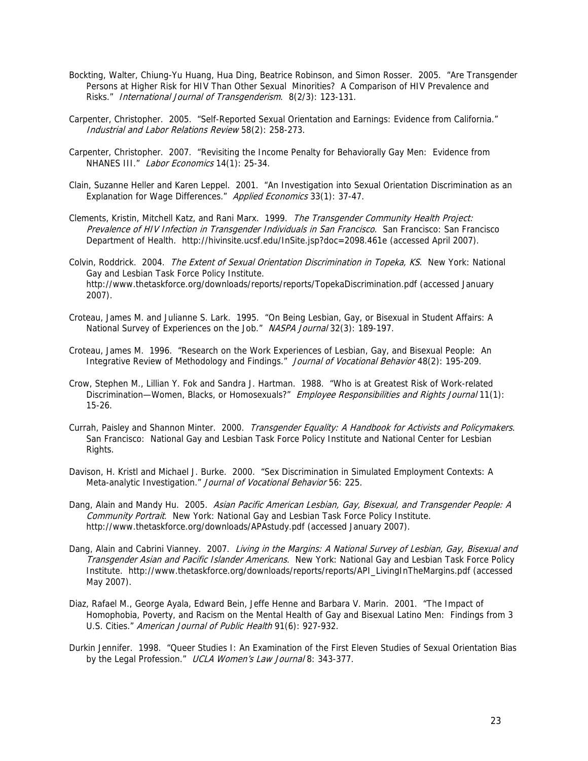Bockting, Walter, Chiung-Yu Huang, Hua Ding, Beatrice Robinson, and Simon Rosser. 2005. "Are Transgender Persons at Higher Risk for HIV Than Other Sexual Minorities? A Comparison of HIV Prevalence and Risks." *International Journal of Transgenderism*. 8(2/3): 123-131.

Carpenter, Christopher. 2005. "Self-Reported Sexual Orientation and Earnings: Evidence from California." *Industrial and Labor Relations Review* 58(2): 258-273.

Carpenter, Christopher. 2007. "Revisiting the Income Penalty for Behaviorally Gay Men: Evidence from NHANES III." *Labor Economics* 14(1): 25-34.

Clain, Suzanne Heller and Karen Leppel. 2001. "An Investigation into Sexual Orientation Discrimination as an Explanation for Wage Differences." *Applied Economics* 33(1): 37-47.

Clements, Kristin, Mitchell Katz, and Rani Marx. 1999. *The Transgender Community Health Project: Prevalence of HIV Infection in Transgender Individuals in San Francisco*. San Francisco: San Francisco Department of Health. http://hivinsite.ucsf.edu/InSite.jsp?doc=2098.461e (accessed April 2007).

Colvin, Roddrick. 2004. *The Extent of Sexual Orientation Discrimination in Topeka, KS*. New York: National Gay and Lesbian Task Force Policy Institute. http://www.thetaskforce.org/downloads/reports/reports/TopekaDiscrimination.pdf (accessed January 2007).

Croteau, James M. and Julianne S. Lark. 1995. "On Being Lesbian, Gay, or Bisexual in Student Affairs: A National Survey of Experiences on the Job." *NASPA Journal* 32(3): 189-197.

Croteau, James M. 1996. "Research on the Work Experiences of Lesbian, Gay, and Bisexual People: An Integrative Review of Methodology and Findings." *Journal of Vocational Behavior* 48(2): 195-209.

Crow, Stephen M., Lillian Y. Fok and Sandra J. Hartman. 1988. "Who is at Greatest Risk of Work-related Discrimination—Women, Blacks, or Homosexuals?" *Employee Responsibilities and Rights Journal* 11(1): 15-26.

Currah, Paisley and Shannon Minter. 2000. *Transgender Equality: A Handbook for Activists and Policymakers*. San Francisco: National Gay and Lesbian Task Force Policy Institute and National Center for Lesbian Rights.

Davison, H. Kristl and Michael J. Burke. 2000. "Sex Discrimination in Simulated Employment Contexts: A Meta-analytic Investigation." *Journal of Vocational Behavior* 56: 225.

Dang, Alain and Mandy Hu. 2005. *Asian Pacific American Lesbian, Gay, Bisexual, and Transgender People: A Community Portrait*. New York: National Gay and Lesbian Task Force Policy Institute. http://www.thetaskforce.org/downloads/APAstudy.pdf (accessed January 2007).

Dang, Alain and Cabrini Vianney. 2007. *Living in the Margins: A National Survey of Lesbian, Gay, Bisexual and Transgender Asian and Pacific Islander Americans*. New York: National Gay and Lesbian Task Force Policy Institute. http://www.thetaskforce.org/downloads/reports/reports/API_LivingInTheMargins.pdf (accessed May 2007).

Diaz, Rafael M., George Ayala, Edward Bein, Jeffe Henne and Barbara V. Marin. 2001. "The Impact of Homophobia, Poverty, and Racism on the Mental Health of Gay and Bisexual Latino Men: Findings from 3 U.S. Cities." *American Journal of Public Health* 91(6): 927-932.

Durkin Jennifer. 1998. "Queer Studies I: An Examination of the First Eleven Studies of Sexual Orientation Bias by the Legal Profession." *UCLA Women's Law Journal* 8: 343-377.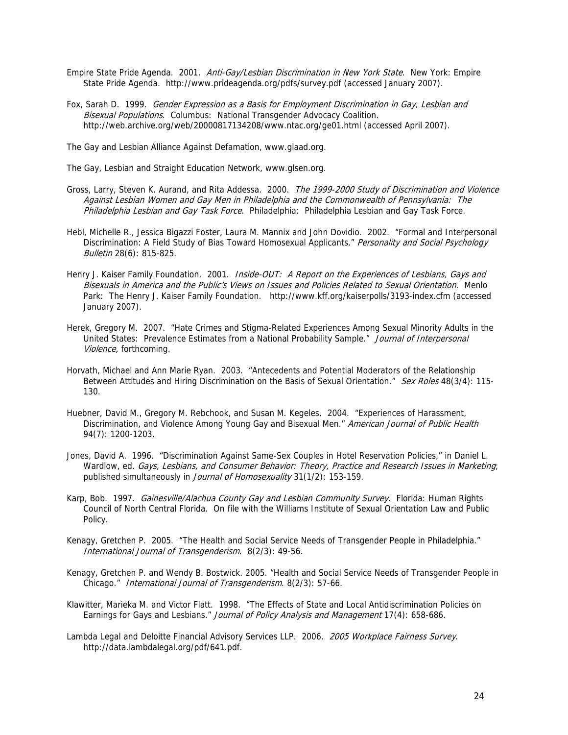Empire State Pride Agenda. 2001. *Anti-Gay/Lesbian Discrimination in New York State*. New York: Empire State Pride Agenda. http://www.prideagenda.org/pdfs/survey.pdf (accessed January 2007).

Fox, Sarah D. 1999. *Gender Expression as a Basis for Employment Discrimination in Gay, Lesbian and Bisexual Populations*. Columbus: National Transgender Advocacy Coalition. http://web.archive.org/web/20000817134208/www.ntac.org/ge01.html (accessed April 2007).

The Gay and Lesbian Alliance Against Defamation, www.glaad.org.

The Gay, Lesbian and Straight Education Network, www.glsen.org.

Gross, Larry, Steven K. Aurand, and Rita Addessa. 2000. *The 1999-2000 Study of Discrimination and Violence Against Lesbian Women and Gay Men in Philadelphia and the Commonwealth of Pennsylvania: The Philadelphia Lesbian and Gay Task Force*. Philadelphia: Philadelphia Lesbian and Gay Task Force.

Hebl, Michelle R., Jessica Bigazzi Foster, Laura M. Mannix and John Dovidio. 2002. "Formal and Interpersonal Discrimination: A Field Study of Bias Toward Homosexual Applicants." *Personality and Social Psychology Bulletin* 28(6): 815-825.

Henry J. Kaiser Family Foundation. 2001. *Inside-OUT: A Report on the Experiences of Lesbians, Gays and Bisexuals in America and the Public's Views on Issues and Policies Related to Sexual Orientation*. Menlo Park: The Henry J. Kaiser Family Foundation. http://www.kff.org/kaiserpolls/3193-index.cfm (accessed January 2007).

Herek, Gregory M. 2007. "Hate Crimes and Stigma-Related Experiences Among Sexual Minority Adults in the United States: Prevalence Estimates from a National Probability Sample." *Journal of Interpersonal Violence,* forthcoming.

Horvath, Michael and Ann Marie Ryan. 2003. "Antecedents and Potential Moderators of the Relationship Between Attitudes and Hiring Discrimination on the Basis of Sexual Orientation." *Sex Roles* 48(3/4): 115-130.

Huebner, David M., Gregory M. Rebchook, and Susan M. Kegeles. 2004. "Experiences of Harassment, Discrimination, and Violence Among Young Gay and Bisexual Men." *American Journal of Public Health* 94(7): 1200-1203.

Jones, David A. 1996. "Discrimination Against Same-Sex Couples in Hotel Reservation Policies," in Daniel L. Wardlow, ed. *Gays, Lesbians, and Consumer Behavior: Theory, Practice and Research Issues in Marketing*; published simultaneously in *Journal of Homosexuality* 31(1/2): 153-159.

Karp, Bob. 1997. *Gainesville/Alachua County Gay and Lesbian Community Survey*. Florida: Human Rights Council of North Central Florida. On file with the Williams Institute of Sexual Orientation Law and Public Policy.

Kenagy, Gretchen P. 2005. "The Health and Social Service Needs of Transgender People in Philadelphia." *International Journal of Transgenderism*. 8(2/3): 49-56.

Kenagy, Gretchen P. and Wendy B. Bostwick. 2005. "Health and Social Service Needs of Transgender People in Chicago." *International Journal of Transgenderism*. 8(2/3): 57-66.

Klawitter, Marieka M. and Victor Flatt. 1998. "The Effects of State and Local Antidiscrimination Policies on Earnings for Gays and Lesbians." *Journal of Policy Analysis and Management* 17(4): 658-686.

Lambda Legal and Deloitte Financial Advisory Services LLP. 2006. *2005 Workplace Fairness Survey*. http://data.lambdalegal.org/pdf/641.pdf.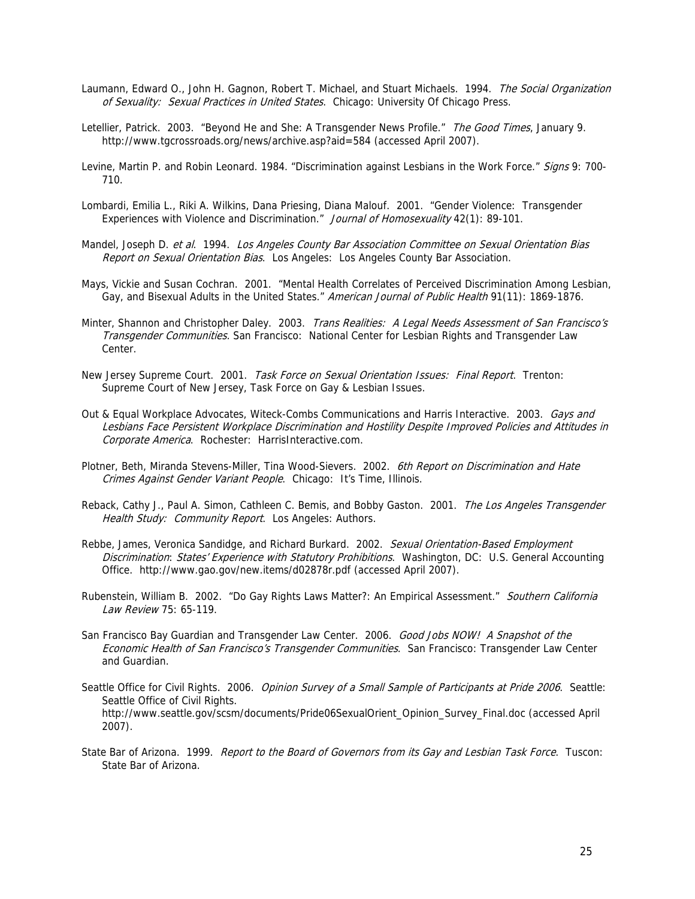Laumann, Edward O., John H. Gagnon, Robert T. Michael, and Stuart Michaels. 1994. *The Social Organization of Sexuality: Sexual Practices in United States*. Chicago: University Of Chicago Press.

Letellier, Patrick. 2003. "Beyond He and She: A Transgender News Profile." *The Good Times*, January 9. http://www.tgcrossroads.org/news/archive.asp?aid=584 (accessed April 2007).

Levine, Martin P. and Robin Leonard. 1984. "Discrimination against Lesbians in the Work Force." *Signs* 9: 700-710.

Lombardi, Emilia L., Riki A. Wilkins, Dana Priesing, Diana Malouf. 2001. "Gender Violence: Transgender Experiences with Violence and Discrimination." *Journal of Homosexuality* 42(1): 89-101.

Mandel, Joseph D. *et al*. 1994. *Los Angeles County Bar Association Committee on Sexual Orientation Bias Report on Sexual Orientation Bias*. Los Angeles: Los Angeles County Bar Association.

Mays, Vickie and Susan Cochran. 2001. "Mental Health Correlates of Perceived Discrimination Among Lesbian, Gay, and Bisexual Adults in the United States." *American Journal of Public Health* 91(11): 1869-1876.

Minter, Shannon and Christopher Daley. 2003. *Trans Realities: A Legal Needs Assessment of San Francisco's Transgender Communities.* San Francisco: National Center for Lesbian Rights and Transgender Law Center.

New Jersey Supreme Court. 2001. *Task Force on Sexual Orientation Issues: Final Report*. Trenton: Supreme Court of New Jersey, Task Force on Gay & Lesbian Issues.

Out & Equal Workplace Advocates, Witeck-Combs Communications and Harris Interactive. 2003. *Gays and Lesbians Face Persistent Workplace Discrimination and Hostility Despite Improved Policies and Attitudes in Corporate America*. Rochester: HarrisInteractive.com.

Plotner, Beth, Miranda Stevens-Miller, Tina Wood-Sievers. 2002. *6th Report on Discrimination and Hate Crimes Against Gender Variant People*. Chicago: It's Time, Illinois.

Reback, Cathy J., Paul A. Simon, Cathleen C. Bemis, and Bobby Gaston. 2001. *The Los Angeles Transgender Health Study: Community Report*. Los Angeles: Authors.

Rebbe, James, Veronica Sandidge, and Richard Burkard. 2002. *Sexual Orientation-Based Employment Discrimination*: *States' Experience with Statutory Prohibitions*. Washington, DC: U.S. General Accounting Office. http://www.gao.gov/new.items/d02878r.pdf (accessed April 2007).

Rubenstein, William B. 2002. "Do Gay Rights Laws Matter?: An Empirical Assessment." *Southern California Law Review* 75: 65-119.

San Francisco Bay Guardian and Transgender Law Center. 2006. *Good Jobs NOW! A Snapshot of the Economic Health of San Francisco's Transgender Communities*. San Francisco: Transgender Law Center and Guardian.

Seattle Office for Civil Rights. 2006. *Opinion Survey of a Small Sample of Participants at Pride 2006*. Seattle: Seattle Office of Civil Rights. http://www.seattle.gov/scsm/documents/Pride06SexualOrient_Opinion_Survey_Final.doc (accessed April 2007).

State Bar of Arizona. 1999. *Report to the Board of Governors from its Gay and Lesbian Task Force*. Tuscon: State Bar of Arizona.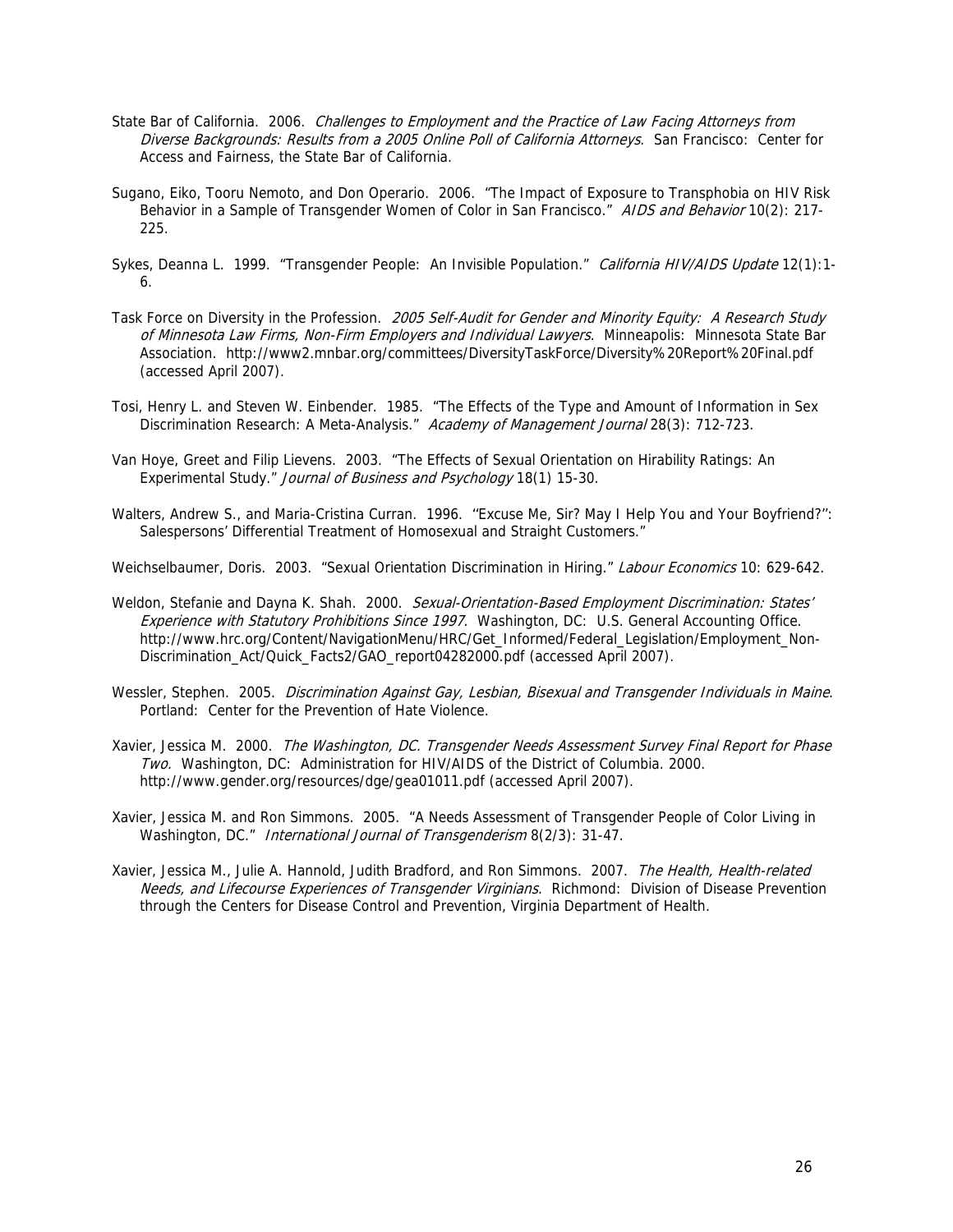State Bar of California. 2006. *Challenges to Employment and the Practice of Law Facing Attorneys from Diverse Backgrounds: Results from a 2005 Online Poll of California Attorneys*. San Francisco: Center for Access and Fairness, the State Bar of California.

Sugano, Eiko, Tooru Nemoto, and Don Operario. 2006. "The Impact of Exposure to Transphobia on HIV Risk Behavior in a Sample of Transgender Women of Color in San Francisco." *AIDS and Behavior* 10(2): 217-225.

Sykes, Deanna L. 1999. "Transgender People: An Invisible Population." *California HIV/AIDS Update* 12(1):1-6.

Task Force on Diversity in the Profession. *2005 Self-Audit for Gender and Minority Equity: A Research Study of Minnesota Law Firms, Non-Firm Employers and Individual Lawyers*. Minneapolis: Minnesota State Bar Association. http://www2.mnbar.org/committees/DiversityTaskForce/Diversity%20Report%20Final.pdf (accessed April 2007).

Tosi, Henry L. and Steven W. Einbender. 1985. "The Effects of the Type and Amount of Information in Sex Discrimination Research: A Meta-Analysis." *Academy of Management Journal* 28(3): 712-723.

Van Hoye, Greet and Filip Lievens. 2003. "The Effects of Sexual Orientation on Hirability Ratings: An Experimental Study." *Journal of Business and Psychology* 18(1) 15-30.

Walters, Andrew S., and Maria-Cristina Curran. 1996. ''Excuse Me, Sir? May I Help You and Your Boyfriend?'': Salespersons' Differential Treatment of Homosexual and Straight Customers."

Weichselbaumer, Doris. 2003. "Sexual Orientation Discrimination in Hiring." *Labour Economics* 10: 629-642.

Weldon, Stefanie and Dayna K. Shah. 2000. *Sexual-Orientation-Based Employment Discrimination: States' Experience with Statutory Prohibitions Since 1997*. Washington, DC: U.S. General Accounting Office. http://www.hrc.org/Content/NavigationMenu/HRC/Get_Informed/Federal_Legislation/Employment_Non-Discrimination_Act/Quick_Facts2/GAO_report04282000.pdf (accessed April 2007).

Wessler, Stephen. 2005. *Discrimination Against Gay, Lesbian, Bisexual and Transgender Individuals in Maine*. Portland: Center for the Prevention of Hate Violence.

Xavier, Jessica M. 2000. *The Washington, DC. Transgender Needs Assessment Survey Final Report for Phase Two.* Washington, DC: Administration for HIV/AIDS of the District of Columbia. 2000. http://www.gender.org/resources/dge/gea01011.pdf (accessed April 2007).

Xavier, Jessica M. and Ron Simmons. 2005. "A Needs Assessment of Transgender People of Color Living in Washington, DC." *International Journal of Transgenderism* 8(2/3): 31-47.

Xavier, Jessica M., Julie A. Hannold, Judith Bradford, and Ron Simmons. 2007. *The Health, Health-related Needs, and Lifecourse Experiences of Transgender Virginians*. Richmond: Division of Disease Prevention through the Centers for Disease Control and Prevention, Virginia Department of Health.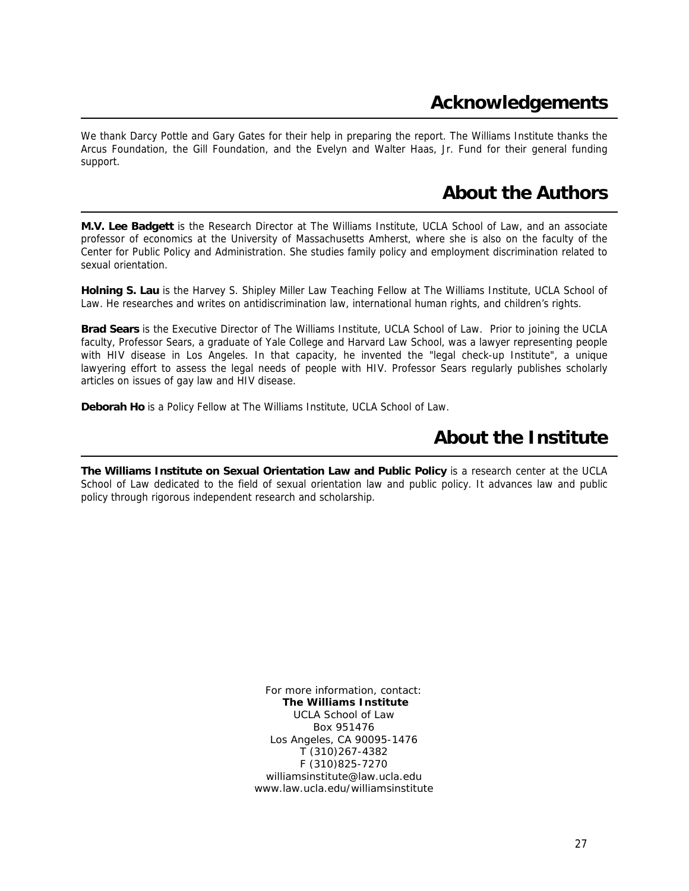## Acknowledgements

We thank Darcy Pottle and Gary Gates for their help in preparing the report. The Williams Institute thanks the Arcus Foundation, the Gill Foundation, and the Evelyn and Walter Haas, Jr. Fund for their general funding support.

## About the Authors

**M.V. Lee Badgett** is the Research Director at The Williams Institute, UCLA School of Law, and an associate professor of economics at the University of Massachusetts Amherst, where she is also on the faculty of the Center for Public Policy and Administration. She studies family policy and employment discrimination related to sexual orientation.

**Holning S. Lau** is the Harvey S. Shipley Miller Law Teaching Fellow at The Williams Institute, UCLA School of Law. He researches and writes on antidiscrimination law, international human rights, and children's rights.

**Brad Sears** is the Executive Director of The Williams Institute, UCLA School of Law. Prior to joining the UCLA faculty, Professor Sears, a graduate of Yale College and Harvard Law School, was a lawyer representing people with HIV disease in Los Angeles. In that capacity, he invented the "legal check-up Institute", a unique lawyering effort to assess the legal needs of people with HIV. Professor Sears regularly publishes scholarly articles on issues of gay law and HIV disease.

**Deborah Ho** is a Policy Fellow at The Williams Institute, UCLA School of Law.

## About the Institute

**The Williams Institute on Sexual Orientation Law and Public Policy** is a research center at the UCLA School of Law dedicated to the field of sexual orientation law and public policy. It advances law and public policy through rigorous independent research and scholarship.

For more information, contact:
**The Williams Institute**
UCLA School of Law
Box 951476
Los Angeles, CA 90095-1476
T (310)267-4382
F (310)825-7270
williamsinstitute@law.ucla.edu
www.law.ucla.edu/williamsinstitute